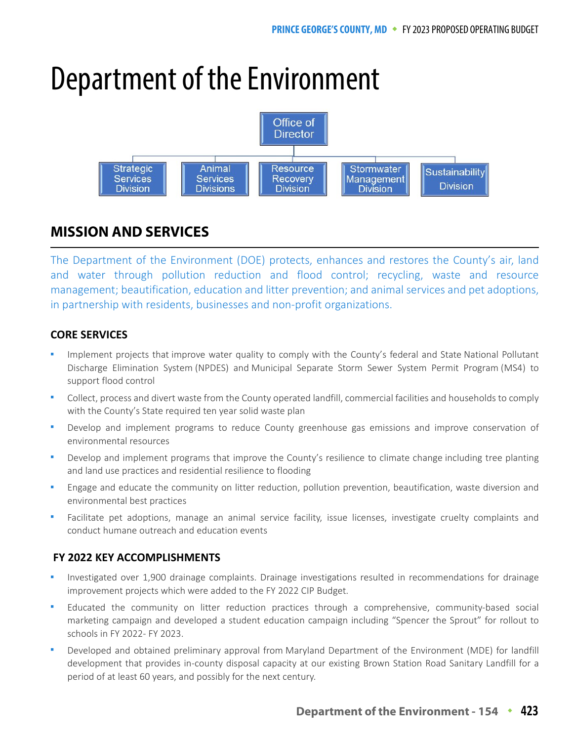# Department of the Environment

Office of Director

Strategic Services Division

Animal Services Divisions

Resource Recovery Division

Stormwater Management Division

Sustainability Division

## MISSION AND SERVICES

The Department of the Environment (DOE) protects, enhances and restores the County's air, land and water through pollution reduction and flood control; recycling, waste and resource management; beautification, education and litter prevention; and animal services and pet adoptions, in partnership with residents, businesses and non-profit organizations.

### CORE SERVICES

- Implement projects that improve water quality to comply with the County's federal and State National Pollutant Discharge Elimination System (NPDES) and Municipal Separate Storm Sewer System Permit Program (MS4) to support flood control
- Collect, process and divert waste from the County operated landfill, commercial facilities and households to comply with the County's State required ten year solid waste plan
- Develop and implement programs to reduce County greenhouse gas emissions and improve conservation of environmental resources
- Develop and implement programs that improve the County's resilience to climate change including tree planting and land use practices and residential resilience to flooding
- Engage and educate the community on litter reduction, pollution prevention, beautification, waste diversion and environmental best practices
- Facilitate pet adoptions, manage an animal service facility, issue licenses, investigate cruelty complaints and conduct humane outreach and education events

### FY 2022 KEY ACCOMPLISHMENTS

- Investigated over 1,900 drainage complaints. Drainage investigations resulted in recommendations for drainage improvement projects which were added to the FY 2022 CIP Budget.
- Educated the community on litter reduction practices through a comprehensive, community-based social marketing campaign and developed a student education campaign including "Spencer the Sprout" for rollout to schools in FY 2022- FY 2023.
- Developed and obtained preliminary approval from Maryland Department of the Environment (MDE) for landfill development that provides in-county disposal capacity at our existing Brown Station Road Sanitary Landfill for a period of at least 60 years, and possibly for the next century.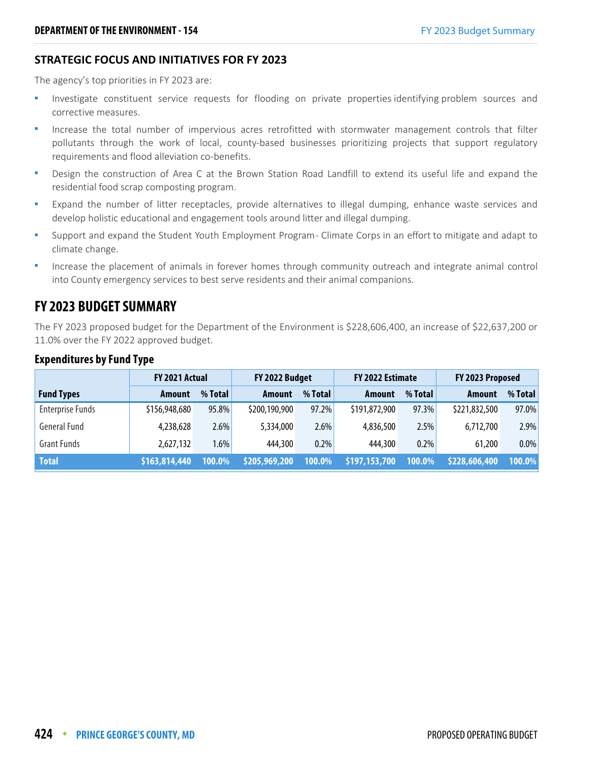## STRATEGIC FOCUS AND INITIATIVES FOR FY 2023

The agency's top priorities in FY 2023 are:

- Investigate constituent service requests for flooding on private properties identifying problem sources and corrective measures.
- Increase the total number of impervious acres retrofitted with stormwater management controls that filter pollutants through the work of local, county-based businesses prioritizing projects that support regulatory requirements and flood alleviation co-benefits.
- Design the construction of Area C at the Brown Station Road Landfill to extend its useful life and expand the residential food scrap composting program.
- Expand the number of litter receptacles, provide alternatives to illegal dumping, enhance waste services and develop holistic educational and engagement tools around litter and illegal dumping.
- Support and expand the Student Youth Employment Program- Climate Corps in an effort to mitigate and adapt to climate change.
- Increase the placement of animals in forever homes through community outreach and integrate animal control into County emergency services to best serve residents and their animal companions.

# FY 2023 BUDGET SUMMARY

The FY 2023 proposed budget for the Department of the Environment is $228,606,400, an increase of $22,637,200 or 11.0% over the FY 2022 approved budget.

### Expenditures by Fund Type

| | FY 2021 Actual | | FY 2022 Budget | | FY 2022 Estimate | | FY 2023 Proposed | |
|---|---|---|---|---|---|---|---|---|
| **Fund Types** | **Amount** | **% Total** | **Amount** | **% Total** | **Amount** | **% Total** | **Amount** | **% Total** |
| Enterprise Funds | $156,948,680 | 95.8% | $200,190,900 | 97.2% | $191,872,900 | 97.3% | $221,832,500 | 97.0% |
| General Fund | 4,238,628 | 2.6% | 5,334,000 | 2.6% | 4,836,500 | 2.5% | 6,712,700 | 2.9% |
| Grant Funds | 2,627,132 | 1.6% | 444,300 | 0.2% | 444,300 | 0.2% | 61,200 | 0.0% |
| **Total** | **$163,814,440** | **100.0%** | **$205,969,200** | **100.0%** | **$197,153,700** | **100.0%** | **$228,606,400** | **100.0%** |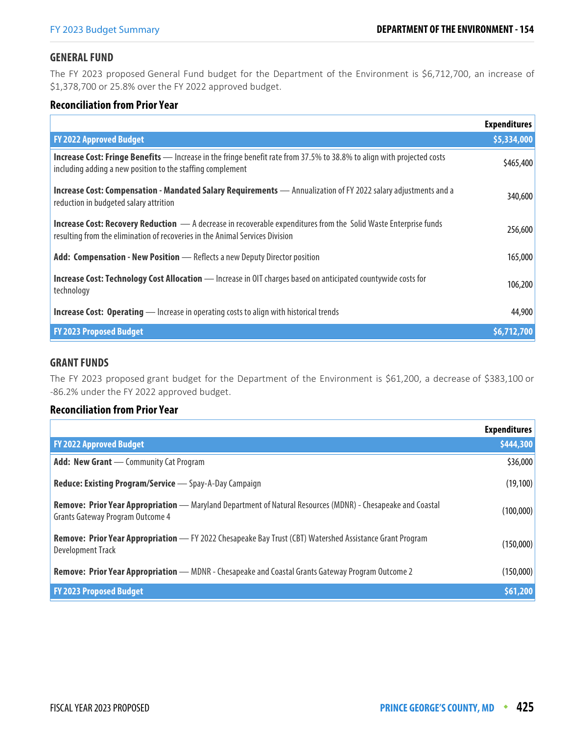## GENERAL FUND

The FY 2023 proposed General Fund budget for the Department of the Environment is $6,712,700, an increase of $1,378,700 or 25.8% over the FY 2022 approved budget.

### Reconciliation from Prior Year

| | Expenditures |
|---|---|
| **FY 2022 Approved Budget** | **$5,334,000** |
| **Increase Cost: Fringe Benefits** — Increase in the fringe benefit rate from 37.5% to 38.8% to align with projected costs including adding a new position to the staffing complement | $465,400 |
| **Increase Cost: Compensation - Mandated Salary Requirements** — Annualization of FY 2022 salary adjustments and a reduction in budgeted salary attrition | 340,600 |
| **Increase Cost: Recovery Reduction** — A decrease in recoverable expenditures from the Solid Waste Enterprise funds resulting from the elimination of recoveries in the Animal Services Division | 256,600 |
| **Add: Compensation - New Position** — Reflects a new Deputy Director position | 165,000 |
| **Increase Cost: Technology Cost Allocation** — Increase in OIT charges based on anticipated countywide costs for technology | 106,200 |
| **Increase Cost: Operating** — Increase in operating costs to align with historical trends | 44,900 |
| **FY 2023 Proposed Budget** | **$6,712,700** |

## GRANT FUNDS

The FY 2023 proposed grant budget for the Department of the Environment is $61,200, a decrease of $383,100 or -86.2% under the FY 2022 approved budget.

### Reconciliation from Prior Year

| | Expenditures |
|---|---|
| **FY 2022 Approved Budget** | **$444,300** |
| **Add: New Grant** — Community Cat Program | $36,000 |
| **Reduce: Existing Program/Service** — Spay-A-Day Campaign | (19,100) |
| **Remove: Prior Year Appropriation** — Maryland Department of Natural Resources (MDNR) - Chesapeake and Coastal Grants Gateway Program Outcome 4 | (100,000) |
| **Remove: Prior Year Appropriation** — FY 2022 Chesapeake Bay Trust (CBT) Watershed Assistance Grant Program Development Track | (150,000) |
| **Remove: Prior Year Appropriation** — MDNR - Chesapeake and Coastal Grants Gateway Program Outcome 2 | (150,000) |
| **FY 2023 Proposed Budget** | **$61,200** |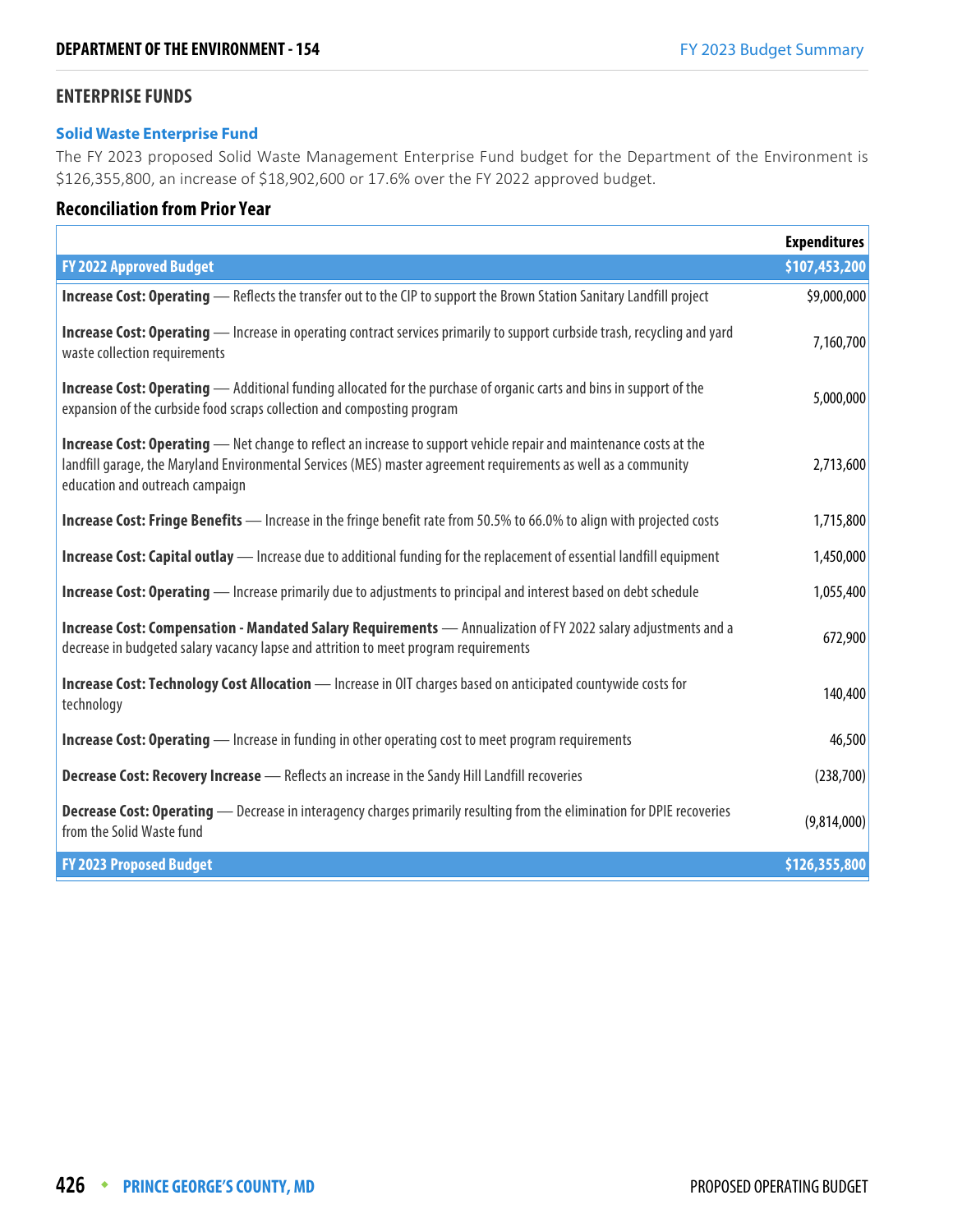## ENTERPRISE FUNDS

### Solid Waste Enterprise Fund

The FY 2023 proposed Solid Waste Management Enterprise Fund budget for the Department of the Environment is $126,355,800, an increase of $18,902,600 or 17.6% over the FY 2022 approved budget.

### Reconciliation from Prior Year

| | Expenditures |
|---|---|
| **FY 2022 Approved Budget** | **$107,453,200** |
| **Increase Cost: Operating** — Reflects the transfer out to the CIP to support the Brown Station Sanitary Landfill project | $9,000,000 |
| **Increase Cost: Operating** — Increase in operating contract services primarily to support curbside trash, recycling and yard waste collection requirements | 7,160,700 |
| **Increase Cost: Operating** — Additional funding allocated for the purchase of organic carts and bins in support of the expansion of the curbside food scraps collection and composting program | 5,000,000 |
| **Increase Cost: Operating** — Net change to reflect an increase to support vehicle repair and maintenance costs at the landfill garage, the Maryland Environmental Services (MES) master agreement requirements as well as a community education and outreach campaign | 2,713,600 |
| **Increase Cost: Fringe Benefits** — Increase in the fringe benefit rate from 50.5% to 66.0% to align with projected costs | 1,715,800 |
| **Increase Cost: Capital outlay** — Increase due to additional funding for the replacement of essential landfill equipment | 1,450,000 |
| **Increase Cost: Operating** — Increase primarily due to adjustments to principal and interest based on debt schedule | 1,055,400 |
| **Increase Cost: Compensation - Mandated Salary Requirements** — Annualization of FY 2022 salary adjustments and a decrease in budgeted salary vacancy lapse and attrition to meet program requirements | 672,900 |
| **Increase Cost: Technology Cost Allocation** — Increase in OIT charges based on anticipated countywide costs for technology | 140,400 |
| **Increase Cost: Operating** — Increase in funding in other operating cost to meet program requirements | 46,500 |
| **Decrease Cost: Recovery Increase** — Reflects an increase in the Sandy Hill Landfill recoveries | (238,700) |
| **Decrease Cost: Operating** — Decrease in interagency charges primarily resulting from the elimination for DPIE recoveries from the Solid Waste fund | (9,814,000) |
| **FY 2023 Proposed Budget** | **$126,355,800** |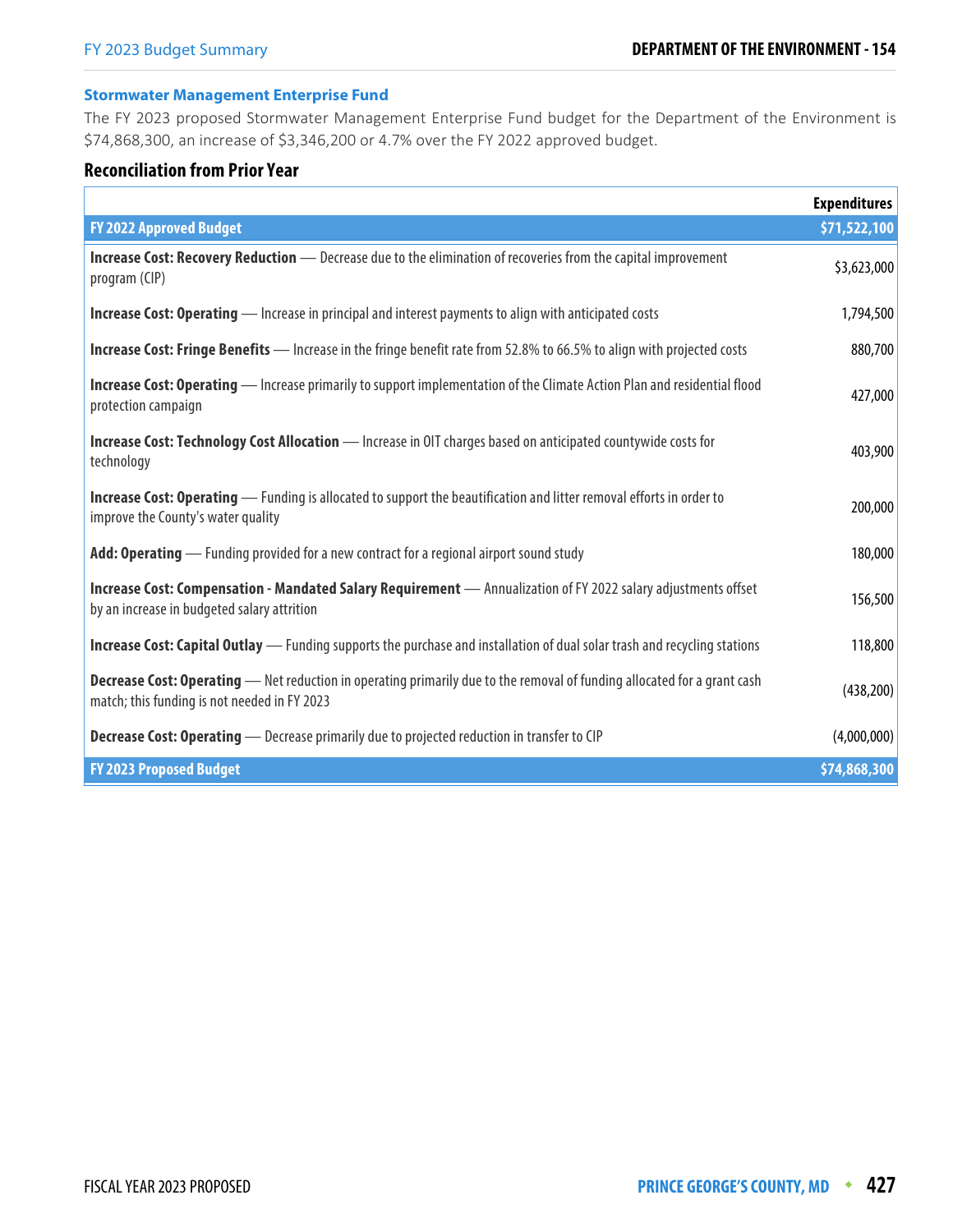### Stormwater Management Enterprise Fund

The FY 2023 proposed Stormwater Management Enterprise Fund budget for the Department of the Environment is $74,868,300, an increase of $3,346,200 or 4.7% over the FY 2022 approved budget.

## Reconciliation from Prior Year

| | Expenditures |
|---|---|
| **FY 2022 Approved Budget** | **$71,522,100** |
| **Increase Cost: Recovery Reduction** — Decrease due to the elimination of recoveries from the capital improvement program (CIP) | $3,623,000 |
| **Increase Cost: Operating** — Increase in principal and interest payments to align with anticipated costs | 1,794,500 |
| **Increase Cost: Fringe Benefits** — Increase in the fringe benefit rate from 52.8% to 66.5% to align with projected costs | 880,700 |
| **Increase Cost: Operating** — Increase primarily to support implementation of the Climate Action Plan and residential flood protection campaign | 427,000 |
| **Increase Cost: Technology Cost Allocation** — Increase in OIT charges based on anticipated countywide costs for technology | 403,900 |
| **Increase Cost: Operating** — Funding is allocated to support the beautification and litter removal efforts in order to improve the County's water quality | 200,000 |
| **Add: Operating** — Funding provided for a new contract for a regional airport sound study | 180,000 |
| **Increase Cost: Compensation - Mandated Salary Requirement** — Annualization of FY 2022 salary adjustments offset by an increase in budgeted salary attrition | 156,500 |
| **Increase Cost: Capital Outlay** — Funding supports the purchase and installation of dual solar trash and recycling stations | 118,800 |
| **Decrease Cost: Operating** — Net reduction in operating primarily due to the removal of funding allocated for a grant cash match; this funding is not needed in FY 2023 | (438,200) |
| **Decrease Cost: Operating** — Decrease primarily due to projected reduction in transfer to CIP | (4,000,000) |
| **FY 2023 Proposed Budget** | **$74,868,300** |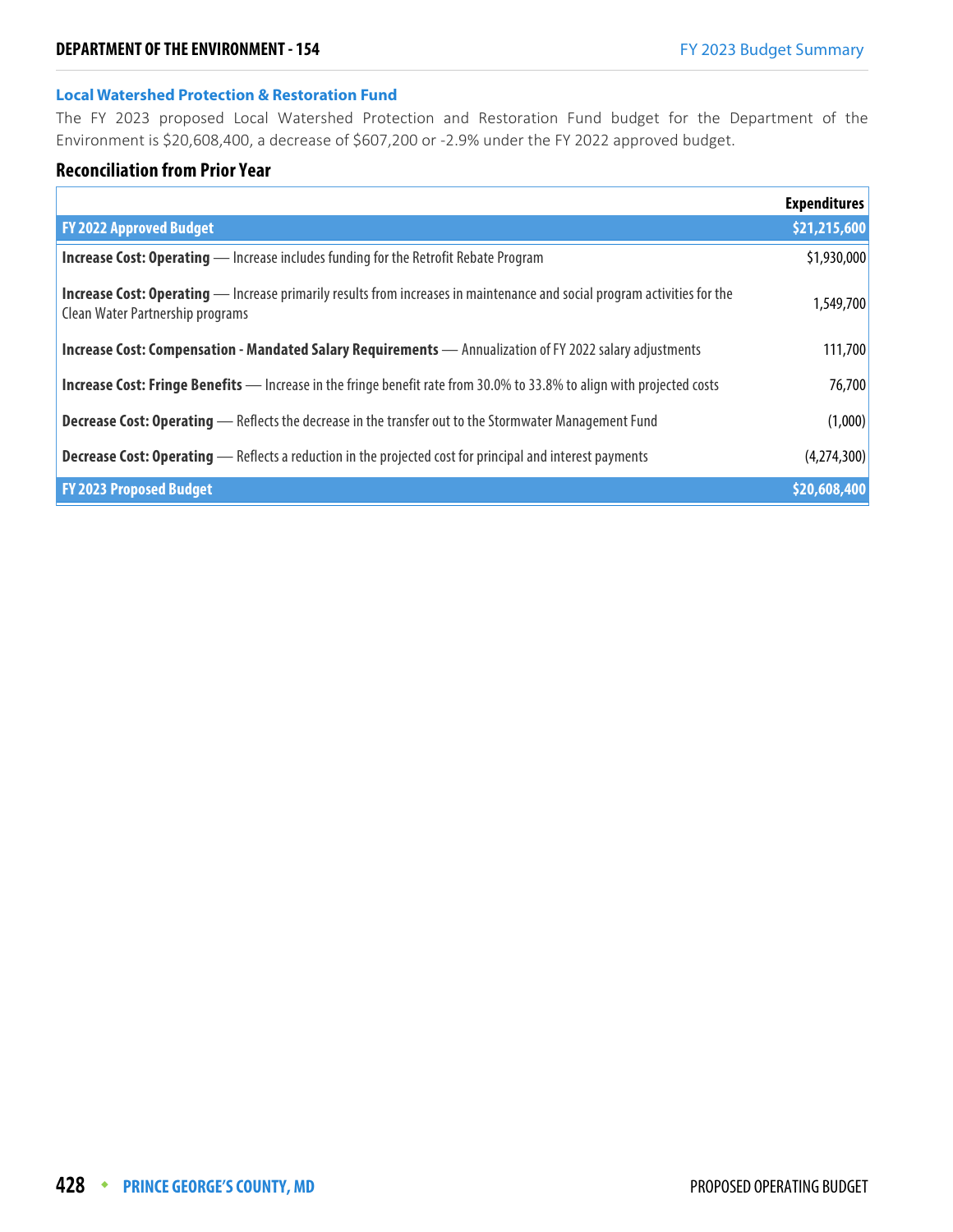### Local Watershed Protection & Restoration Fund

The FY 2023 proposed Local Watershed Protection and Restoration Fund budget for the Department of the Environment is $20,608,400, a decrease of $607,200 or -2.9% under the FY 2022 approved budget.

## Reconciliation from Prior Year

| | Expenditures |
|---|---|
| **FY 2022 Approved Budget** | **$21,215,600** |
| **Increase Cost: Operating** — Increase includes funding for the Retrofit Rebate Program | $1,930,000 |
| **Increase Cost: Operating** — Increase primarily results from increases in maintenance and social program activities for the Clean Water Partnership programs | 1,549,700 |
| **Increase Cost: Compensation - Mandated Salary Requirements** — Annualization of FY 2022 salary adjustments | 111,700 |
| **Increase Cost: Fringe Benefits** — Increase in the fringe benefit rate from 30.0% to 33.8% to align with projected costs | 76,700 |
| **Decrease Cost: Operating** — Reflects the decrease in the transfer out to the Stormwater Management Fund | (1,000) |
| **Decrease Cost: Operating** — Reflects a reduction in the projected cost for principal and interest payments | (4,274,300) |
| **FY 2023 Proposed Budget** | **$20,608,400** |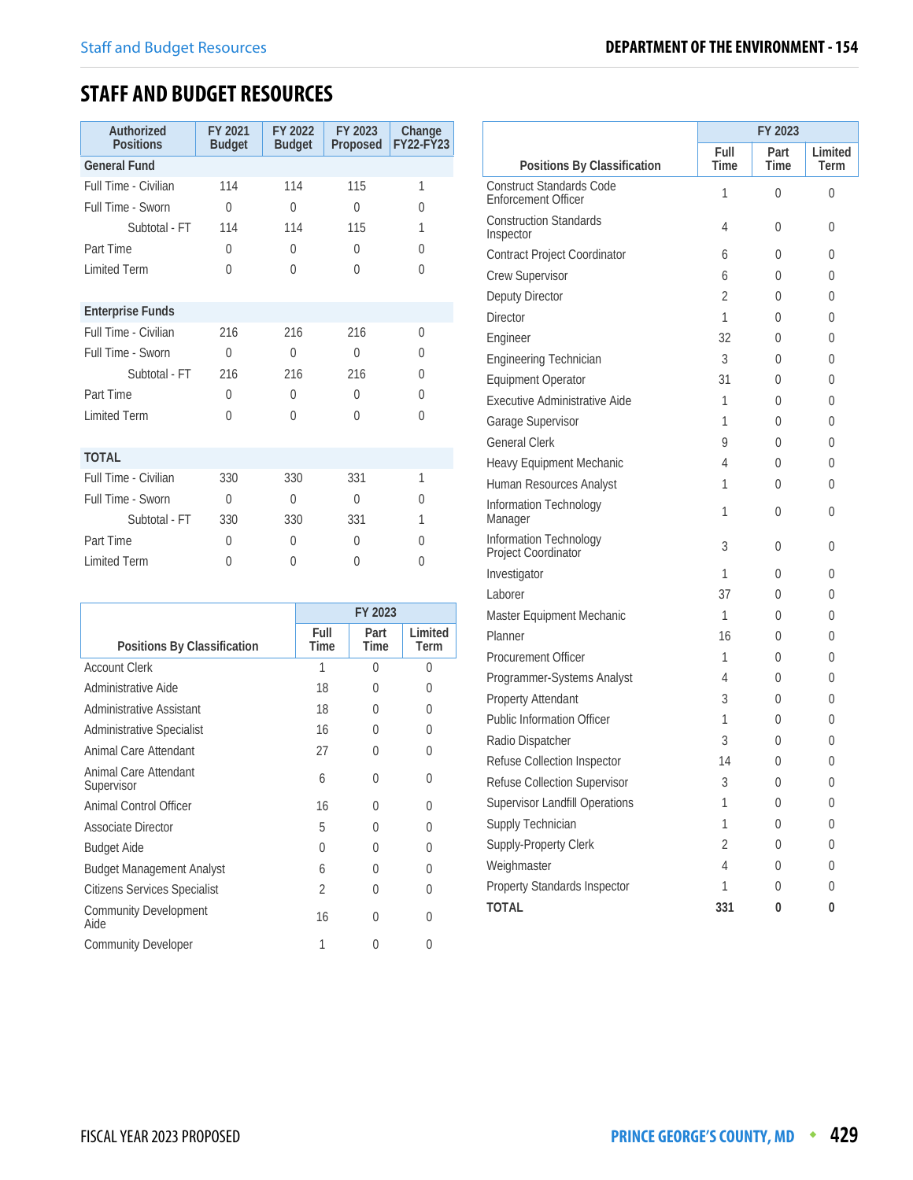# STAFF AND BUDGET RESOURCES

| Authorized Positions | FY 2021 Budget | FY 2022 Budget | FY 2023 Proposed | Change FY22-FY23 |
|---|---|---|---|---|
| **General Fund** | | | | |
| Full Time - Civilian | 114 | 114 | 115 | 1 |
| Full Time - Sworn | 0 | 0 | 0 | 0 |
| Subtotal - FT | 114 | 114 | 115 | 1 |
| Part Time | 0 | 0 | 0 | 0 |
| Limited Term | 0 | 0 | 0 | 0 |
| **Enterprise Funds** | | | | |
| Full Time - Civilian | 216 | 216 | 216 | 0 |
| Full Time - Sworn | 0 | 0 | 0 | 0 |
| Subtotal - FT | 216 | 216 | 216 | 0 |
| Part Time | 0 | 0 | 0 | 0 |
| Limited Term | 0 | 0 | 0 | 0 |
| **TOTAL** | | | | |
| Full Time - Civilian | 330 | 330 | 331 | 1 |
| Full Time - Sworn | 0 | 0 | 0 | 0 |
| Subtotal - FT | 330 | 330 | 331 | 1 |
| Part Time | 0 | 0 | 0 | 0 |
| Limited Term | 0 | 0 | 0 | 0 |

| Positions By Classification | FY 2023 | | |
|---|---|---|---|
| | Full Time | Part Time | Limited Term |
| Account Clerk | 1 | 0 | 0 |
| Administrative Aide | 18 | 0 | 0 |
| Administrative Assistant | 18 | 0 | 0 |
| Administrative Specialist | 16 | 0 | 0 |
| Animal Care Attendant | 27 | 0 | 0 |
| Animal Care Attendant Supervisor | 6 | 0 | 0 |
| Animal Control Officer | 16 | 0 | 0 |
| Associate Director | 5 | 0 | 0 |
| Budget Aide | 0 | 0 | 0 |
| Budget Management Analyst | 6 | 0 | 0 |
| Citizens Services Specialist | 2 | 0 | 0 |
| Community Development Aide | 16 | 0 | 0 |
| Community Developer | 1 | 0 | 0 |
| Construct Standards Code Enforcement Officer | 1 | 0 | 0 |
| Construction Standards Inspector | 4 | 0 | 0 |
| Contract Project Coordinator | 6 | 0 | 0 |
| Crew Supervisor | 6 | 0 | 0 |
| Deputy Director | 2 | 0 | 0 |
| Director | 1 | 0 | 0 |
| Engineer | 32 | 0 | 0 |
| Engineering Technician | 3 | 0 | 0 |
| Equipment Operator | 31 | 0 | 0 |
| Executive Administrative Aide | 1 | 0 | 0 |
| Garage Supervisor | 1 | 0 | 0 |
| General Clerk | 9 | 0 | 0 |
| Heavy Equipment Mechanic | 4 | 0 | 0 |
| Human Resources Analyst | 1 | 0 | 0 |
| Information Technology Manager | 1 | 0 | 0 |
| Information Technology Project Coordinator | 3 | 0 | 0 |
| Investigator | 1 | 0 | 0 |
| Laborer | 37 | 0 | 0 |
| Master Equipment Mechanic | 1 | 0 | 0 |
| Planner | 16 | 0 | 0 |
| Procurement Officer | 1 | 0 | 0 |
| Programmer-Systems Analyst | 4 | 0 | 0 |
| Property Attendant | 3 | 0 | 0 |
| Public Information Officer | 1 | 0 | 0 |
| Radio Dispatcher | 3 | 0 | 0 |
| Refuse Collection Inspector | 14 | 0 | 0 |
| Refuse Collection Supervisor | 3 | 0 | 0 |
| Supervisor Landfill Operations | 1 | 0 | 0 |
| Supply Technician | 1 | 0 | 0 |
| Supply-Property Clerk | 2 | 0 | 0 |
| Weighmaster | 4 | 0 | 0 |
| Property Standards Inspector | 1 | 0 | 0 |
| **TOTAL** | **331** | **0** | **0** |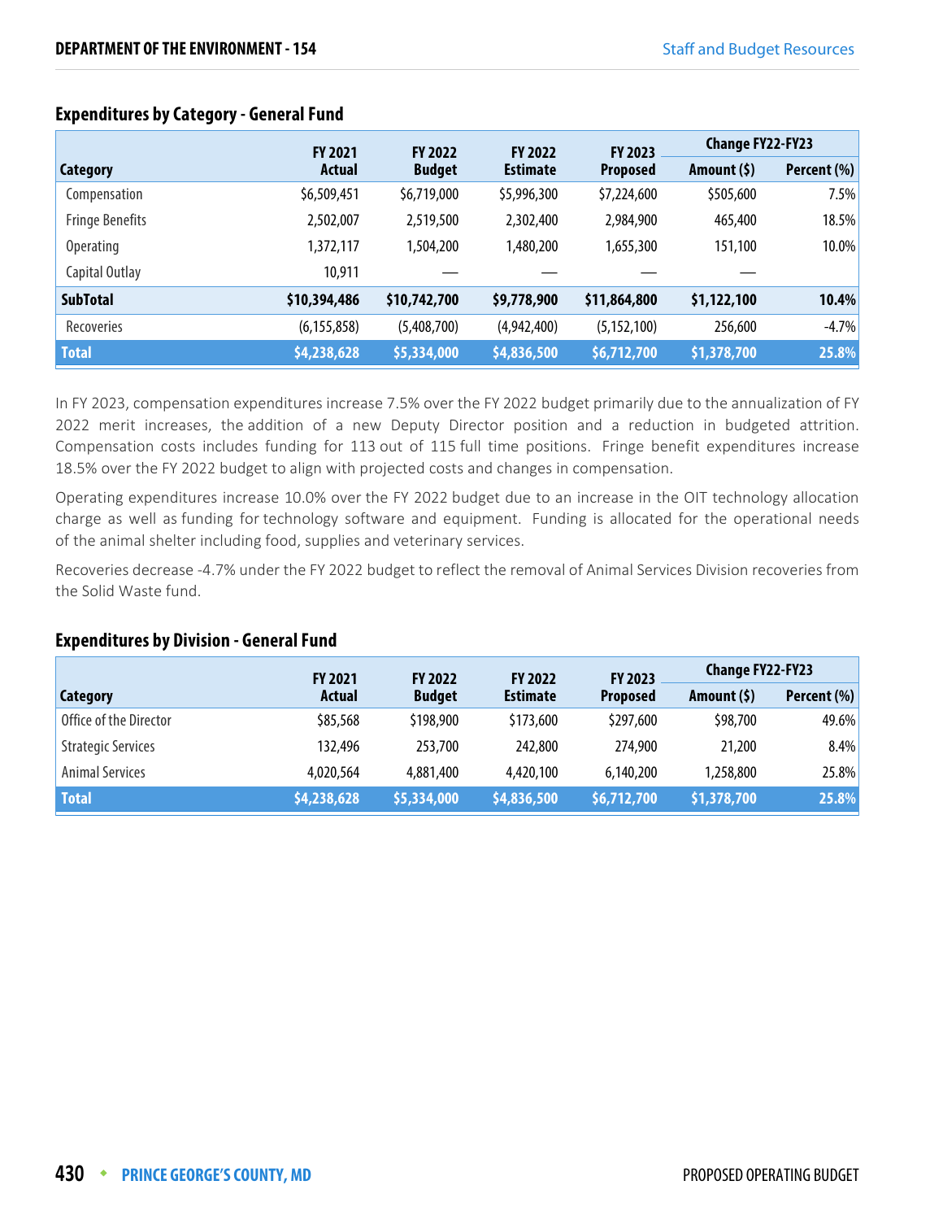## Expenditures by Category - General Fund

| Category | FY 2021 Actual | FY 2022 Budget | FY 2022 Estimate | FY 2023 Proposed | Change FY22-FY23 | |
|---|---|---|---|---|---|---|
| | | | | | Amount ($) | Percent (%) |
| Compensation | $6,509,451 | $6,719,000 | $5,996,300 | $7,224,600 | $505,600 | 7.5% |
| Fringe Benefits | 2,502,007 | 2,519,500 | 2,302,400 | 2,984,900 | 465,400 | 18.5% |
| Operating | 1,372,117 | 1,504,200 | 1,480,200 | 1,655,300 | 151,100 | 10.0% |
| Capital Outlay | 10,911 | — | — | — | — | |
| **SubTotal** | **$10,394,486** | **$10,742,700** | **$9,778,900** | **$11,864,800** | **$1,122,100** | **10.4%** |
| Recoveries | (6,155,858) | (5,408,700) | (4,942,400) | (5,152,100) | 256,600 | -4.7% |
| **Total** | **$4,238,628** | **$5,334,000** | **$4,836,500** | **$6,712,700** | **$1,378,700** | **25.8%** |

In FY 2023, compensation expenditures increase 7.5% over the FY 2022 budget primarily due to the annualization of FY 2022 merit increases, the addition of a new Deputy Director position and a reduction in budgeted attrition. Compensation costs includes funding for 113 out of 115 full time positions. Fringe benefit expenditures increase 18.5% over the FY 2022 budget to align with projected costs and changes in compensation.

Operating expenditures increase 10.0% over the FY 2022 budget due to an increase in the OIT technology allocation charge as well as funding for technology software and equipment. Funding is allocated for the operational needs of the animal shelter including food, supplies and veterinary services.

Recoveries decrease -4.7% under the FY 2022 budget to reflect the removal of Animal Services Division recoveries from the Solid Waste fund.

## Expenditures by Division - General Fund

| Category | FY 2021 Actual | FY 2022 Budget | FY 2022 Estimate | FY 2023 Proposed | Change FY22-FY23 | |
|---|---|---|---|---|---|---|
| | | | | | Amount ($) | Percent (%) |
| Office of the Director | $85,568 | $198,900 | $173,600 | $297,600 | $98,700 | 49.6% |
| Strategic Services | 132,496 | 253,700 | 242,800 | 274,900 | 21,200 | 8.4% |
| Animal Services | 4,020,564 | 4,881,400 | 4,420,100 | 6,140,200 | 1,258,800 | 25.8% |
| **Total** | **$4,238,628** | **$5,334,000** | **$4,836,500** | **$6,712,700** | **$1,378,700** | **25.8%** |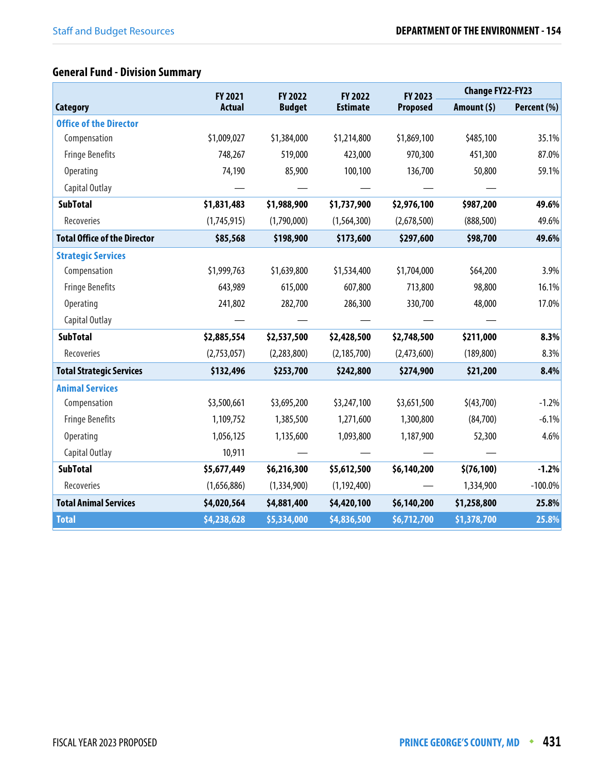## General Fund - Division Summary

| Category | FY 2021 Actual | FY 2022 Budget | FY 2022 Estimate | FY 2023 Proposed | Change FY22-FY23 | |
|---|---|---|---|---|---|---|
| | | | | | Amount ($) | Percent (%) |
| **Office of the Director** | | | | | | |
| Compensation | $1,009,027 | $1,384,000 | $1,214,800 | $1,869,100 | $485,100 | 35.1% |
| Fringe Benefits | 748,267 | 519,000 | 423,000 | 970,300 | 451,300 | 87.0% |
| Operating | 74,190 | 85,900 | 100,100 | 136,700 | 50,800 | 59.1% |
| Capital Outlay | — | — | — | — | — | |
| **SubTotal** | **$1,831,483** | **$1,988,900** | **$1,737,900** | **$2,976,100** | **$987,200** | **49.6%** |
| Recoveries | (1,745,915) | (1,790,000) | (1,564,300) | (2,678,500) | (888,500) | 49.6% |
| **Total Office of the Director** | **$85,568** | **$198,900** | **$173,600** | **$297,600** | **$98,700** | **49.6%** |
| **Strategic Services** | | | | | | |
| Compensation | $1,999,763 | $1,639,800 | $1,534,400 | $1,704,000 | $64,200 | 3.9% |
| Fringe Benefits | 643,989 | 615,000 | 607,800 | 713,800 | 98,800 | 16.1% |
| Operating | 241,802 | 282,700 | 286,300 | 330,700 | 48,000 | 17.0% |
| Capital Outlay | — | — | — | — | — | |
| **SubTotal** | **$2,885,554** | **$2,537,500** | **$2,428,500** | **$2,748,500** | **$211,000** | **8.3%** |
| Recoveries | (2,753,057) | (2,283,800) | (2,185,700) | (2,473,600) | (189,800) | 8.3% |
| **Total Strategic Services** | **$132,496** | **$253,700** | **$242,800** | **$274,900** | **$21,200** | **8.4%** |
| **Animal Services** | | | | | | |
| Compensation | $3,500,661 | $3,695,200 | $3,247,100 | $3,651,500 | $(43,700) | -1.2% |
| Fringe Benefits | 1,109,752 | 1,385,500 | 1,271,600 | 1,300,800 | (84,700) | -6.1% |
| Operating | 1,056,125 | 1,135,600 | 1,093,800 | 1,187,900 | 52,300 | 4.6% |
| Capital Outlay | 10,911 | — | — | — | — | |
| **SubTotal** | **$5,677,449** | **$6,216,300** | **$5,612,500** | **$6,140,200** | **$(76,100)** | **-1.2%** |
| Recoveries | (1,656,886) | (1,334,900) | (1,192,400) | — | 1,334,900 | -100.0% |
| **Total Animal Services** | **$4,020,564** | **$4,881,400** | **$4,420,100** | **$6,140,200** | **$1,258,800** | **25.8%** |
| **Total** | **$4,238,628** | **$5,334,000** | **$4,836,500** | **$6,712,700** | **$1,378,700** | **25.8%** |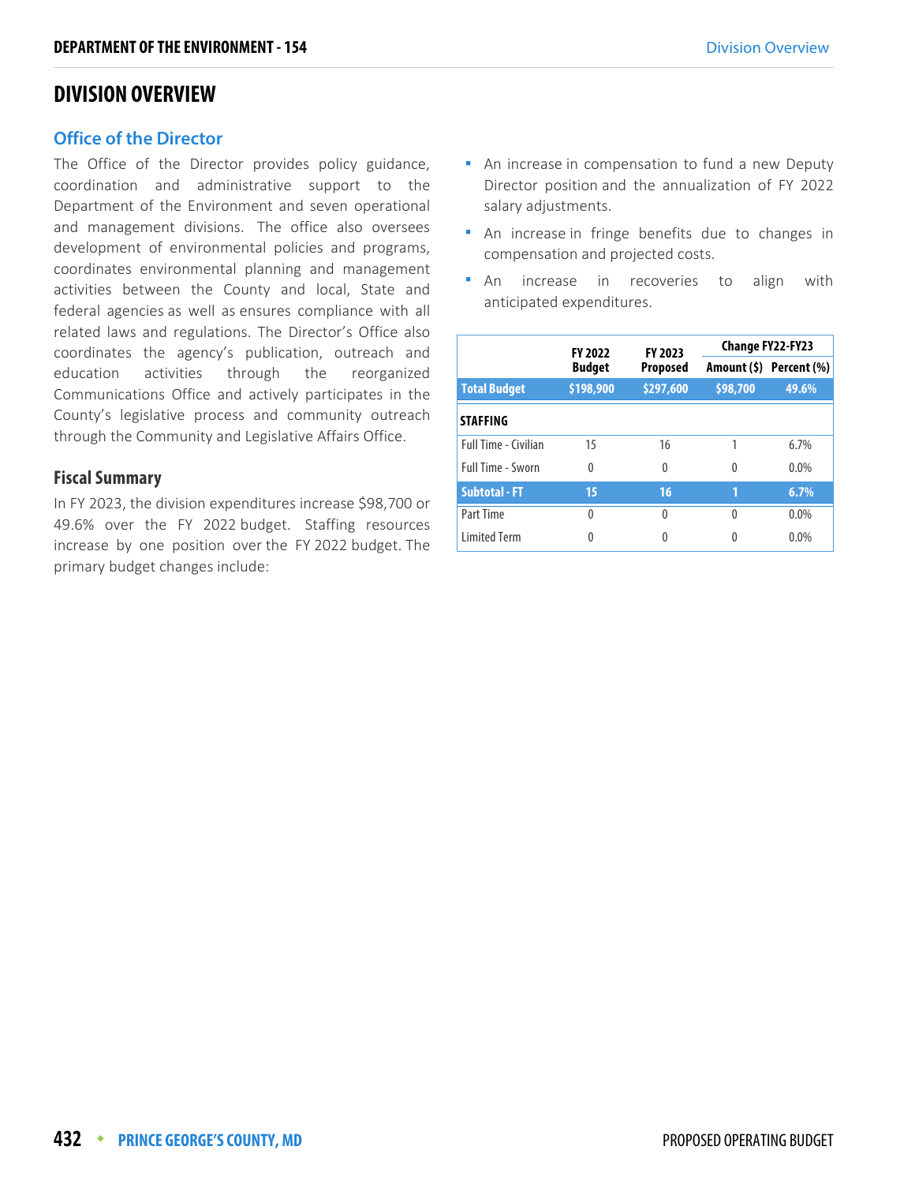# DIVISION OVERVIEW

## Office of the Director

The Office of the Director provides policy guidance, coordination and administrative support to the Department of the Environment and seven operational and management divisions. The office also oversees development of environmental policies and programs, coordinates environmental planning and management activities between the County and local, State and federal agencies as well as ensures compliance with all related laws and regulations. The Director's Office also coordinates the agency's publication, outreach and education activities through the reorganized Communications Office and actively participates in the County's legislative process and community outreach through the Community and Legislative Affairs Office.

### Fiscal Summary

In FY 2023, the division expenditures increase $98,700 or 49.6% over the FY 2022 budget. Staffing resources increase by one position over the FY 2022 budget. The primary budget changes include:

- An increase in compensation to fund a new Deputy Director position and the annualization of FY 2022 salary adjustments.
- An increase in fringe benefits due to changes in compensation and projected costs.
- An increase in recoveries to align with anticipated expenditures.

| | FY 2022 Budget | FY 2023 Proposed | Change FY22-FY23 | |
|---|---|---|---|---|
| | | | Amount ($) | Percent (%) |
| **Total Budget** | **$198,900** | **$297,600** | **$98,700** | **49.6%** |
| **STAFFING** | | | | |
| Full Time - Civilian | 15 | 16 | 1 | 6.7% |
| Full Time - Sworn | 0 | 0 | 0 | 0.0% |
| **Subtotal - FT** | **15** | **16** | **1** | **6.7%** |
| Part Time | 0 | 0 | 0 | 0.0% |
| Limited Term | 0 | 0 | 0 | 0.0% |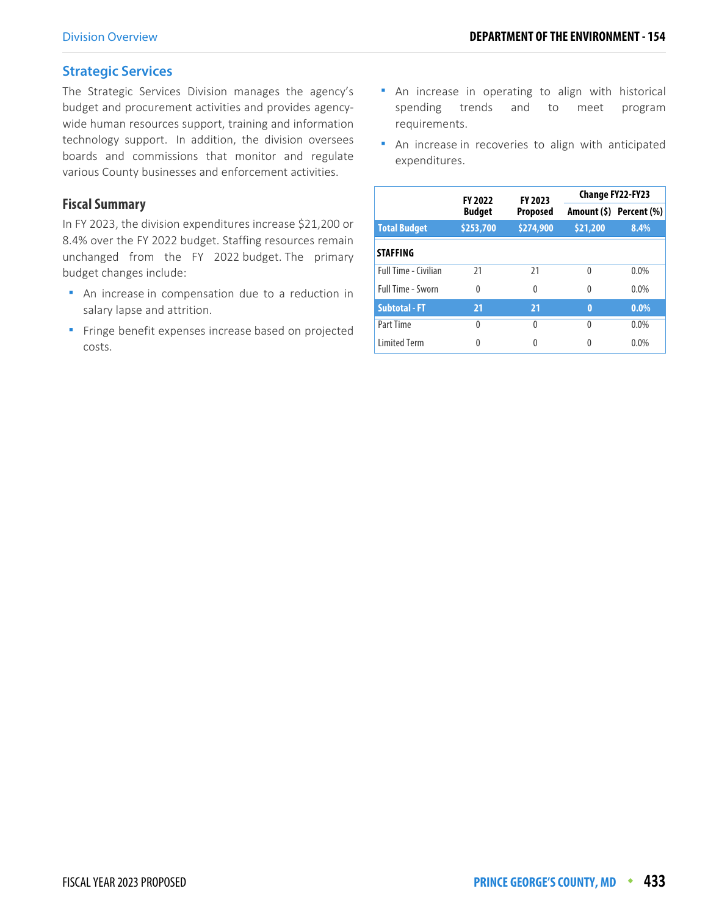## Strategic Services

The Strategic Services Division manages the agency's budget and procurement activities and provides agency-wide human resources support, training and information technology support. In addition, the division oversees boards and commissions that monitor and regulate various County businesses and enforcement activities.

### Fiscal Summary

In FY 2023, the division expenditures increase $21,200 or 8.4% over the FY 2022 budget. Staffing resources remain unchanged from the FY 2022 budget. The primary budget changes include:

- An increase in compensation due to a reduction in salary lapse and attrition.
- Fringe benefit expenses increase based on projected costs.
- An increase in operating to align with historical spending trends and to meet program requirements.
- An increase in recoveries to align with anticipated expenditures.

| | FY 2022 Budget | FY 2023 Proposed | Change FY22-FY23 | |
|---|---|---|---|---|
| | | | Amount ($) | Percent (%) |
| **Total Budget** | **$253,700** | **$274,900** | **$21,200** | **8.4%** |
| **STAFFING** | | | | |
| Full Time - Civilian | 21 | 21 | 0 | 0.0% |
| Full Time - Sworn | 0 | 0 | 0 | 0.0% |
| **Subtotal - FT** | **21** | **21** | **0** | **0.0%** |
| Part Time | 0 | 0 | 0 | 0.0% |
| Limited Term | 0 | 0 | 0 | 0.0% |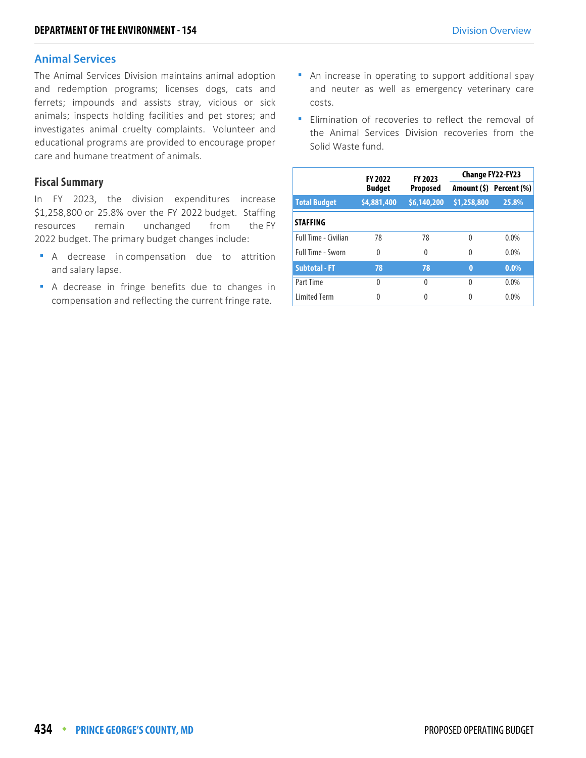## Animal Services

The Animal Services Division maintains animal adoption and redemption programs; licenses dogs, cats and ferrets; impounds and assists stray, vicious or sick animals; inspects holding facilities and pet stores; and investigates animal cruelty complaints. Volunteer and educational programs are provided to encourage proper care and humane treatment of animals.

### Fiscal Summary

In FY 2023, the division expenditures increase $1,258,800 or 25.8% over the FY 2022 budget. Staffing resources remain unchanged from the FY 2022 budget. The primary budget changes include:

- A decrease in compensation due to attrition and salary lapse.
- A decrease in fringe benefits due to changes in compensation and reflecting the current fringe rate.
- An increase in operating to support additional spay and neuter as well as emergency veterinary care costs.
- Elimination of recoveries to reflect the removal of the Animal Services Division recoveries from the Solid Waste fund.

| | FY 2022 Budget | FY 2023 Proposed | Change FY22-FY23 | |
|---|---|---|---|---|
| | | | Amount ($) | Percent (%) |
| **Total Budget** | **$4,881,400** | **$6,140,200** | **$1,258,800** | **25.8%** |
| **STAFFING** | | | | |
| Full Time - Civilian | 78 | 78 | 0 | 0.0% |
| Full Time - Sworn | 0 | 0 | 0 | 0.0% |
| **Subtotal - FT** | **78** | **78** | **0** | **0.0%** |
| Part Time | 0 | 0 | 0 | 0.0% |
| Limited Term | 0 | 0 | 0 | 0.0% |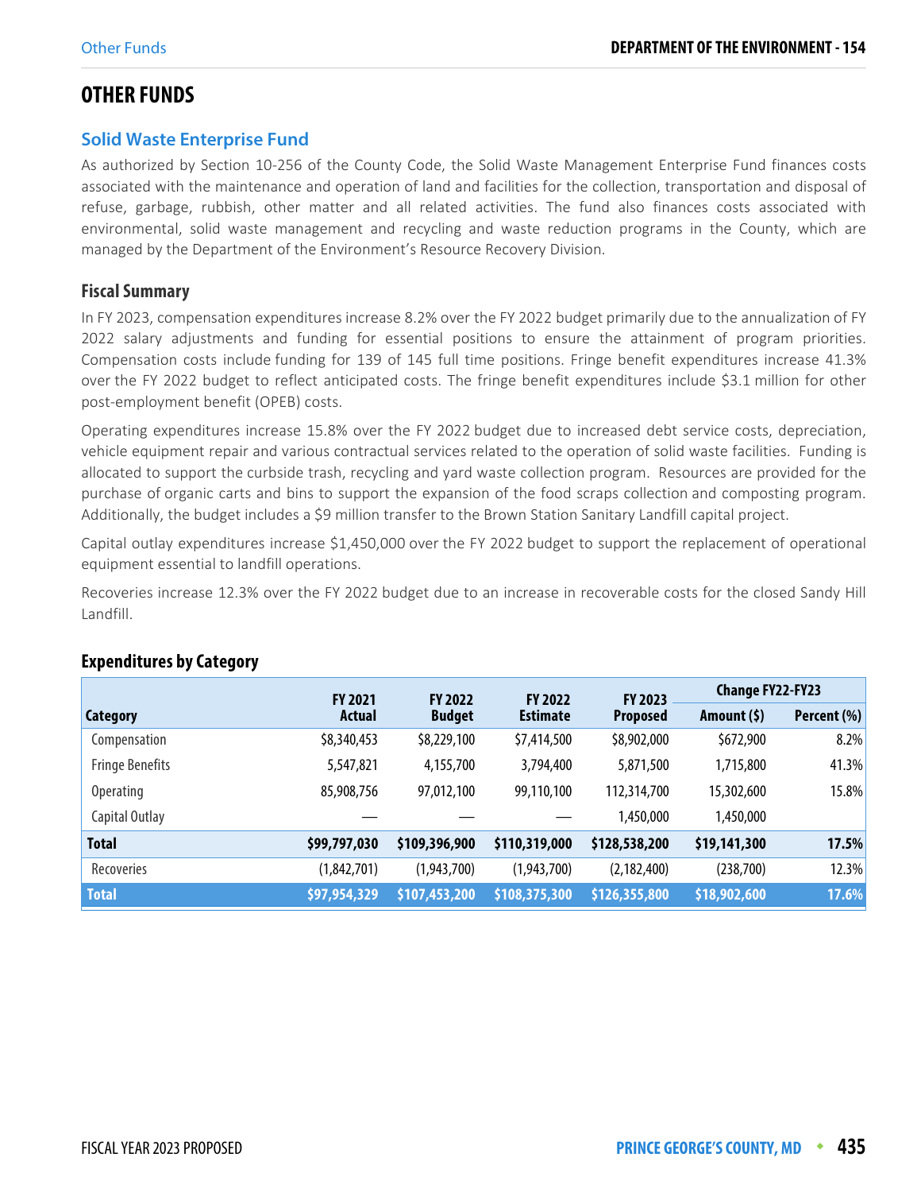# OTHER FUNDS

## Solid Waste Enterprise Fund

As authorized by Section 10-256 of the County Code, the Solid Waste Management Enterprise Fund finances costs associated with the maintenance and operation of land and facilities for the collection, transportation and disposal of refuse, garbage, rubbish, other matter and all related activities. The fund also finances costs associated with environmental, solid waste management and recycling and waste reduction programs in the County, which are managed by the Department of the Environment's Resource Recovery Division.

### Fiscal Summary

In FY 2023, compensation expenditures increase 8.2% over the FY 2022 budget primarily due to the annualization of FY 2022 salary adjustments and funding for essential positions to ensure the attainment of program priorities. Compensation costs include funding for 139 of 145 full time positions. Fringe benefit expenditures increase 41.3% over the FY 2022 budget to reflect anticipated costs. The fringe benefit expenditures include $3.1 million for other post-employment benefit (OPEB) costs.

Operating expenditures increase 15.8% over the FY 2022 budget due to increased debt service costs, depreciation, vehicle equipment repair and various contractual services related to the operation of solid waste facilities. Funding is allocated to support the curbside trash, recycling and yard waste collection program. Resources are provided for the purchase of organic carts and bins to support the expansion of the food scraps collection and composting program. Additionally, the budget includes a $9 million transfer to the Brown Station Sanitary Landfill capital project.

Capital outlay expenditures increase $1,450,000 over the FY 2022 budget to support the replacement of operational equipment essential to landfill operations.

Recoveries increase 12.3% over the FY 2022 budget due to an increase in recoverable costs for the closed Sandy Hill Landfill.

### Expenditures by Category

| Category | FY 2021 Actual | FY 2022 Budget | FY 2022 Estimate | FY 2023 Proposed | Change FY22-FY23 Amount ($) | Change FY22-FY23 Percent (%) |
|---|---|---|---|---|---|---|
| Compensation | $8,340,453 | $8,229,100 | $7,414,500 | $8,902,000 | $672,900 | 8.2% |
| Fringe Benefits | 5,547,821 | 4,155,700 | 3,794,400 | 5,871,500 | 1,715,800 | 41.3% |
| Operating | 85,908,756 | 97,012,100 | 99,110,100 | 112,314,700 | 15,302,600 | 15.8% |
| Capital Outlay | — | — | — | 1,450,000 | 1,450,000 | |
| **Total** | **$99,797,030** | **$109,396,900** | **$110,319,000** | **$128,538,200** | **$19,141,300** | **17.5%** |
| Recoveries | (1,842,701) | (1,943,700) | (1,943,700) | (2,182,400) | (238,700) | 12.3% |
| **Total** | **$97,954,329** | **$107,453,200** | **$108,375,300** | **$126,355,800** | **$18,902,600** | **17.6%** |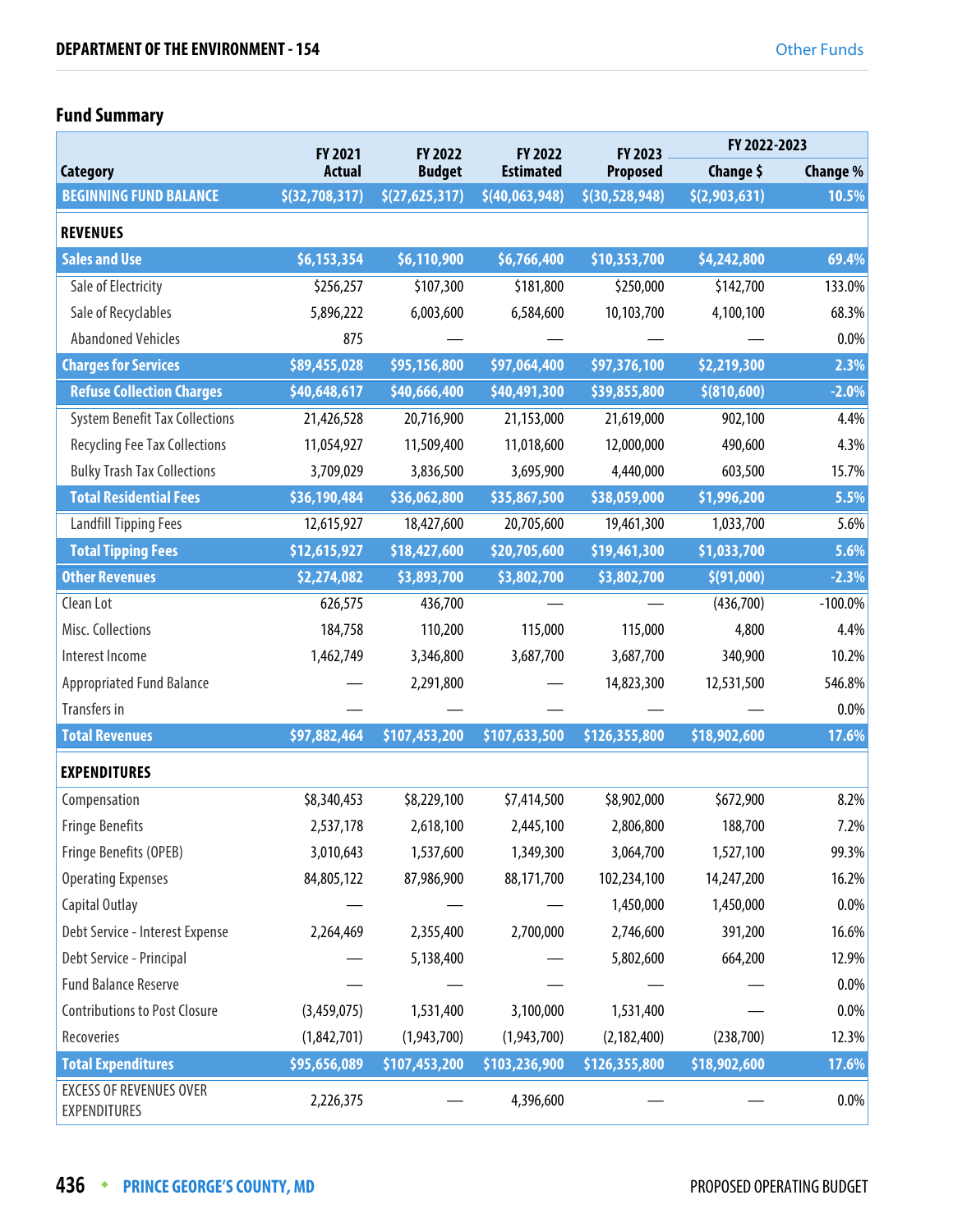## Fund Summary

| Category | FY 2021 Actual | FY 2022 Budget | FY 2022 Estimated | FY 2023 Proposed | FY 2022-2023 Change $ | FY 2022-2023 Change % |
|---|---|---|---|---|---|---|
| **BEGINNING FUND BALANCE** | **$(32,708,317)** | **$(27,625,317)** | **$(40,063,948)** | **$(30,528,948)** | **$(2,903,631)** | **10.5%** |
| **REVENUES** | | | | | | |
| **Sales and Use** | **$6,153,354** | **$6,110,900** | **$6,766,400** | **$10,353,700** | **$4,242,800** | **69.4%** |
| Sale of Electricity | $256,257 | $107,300 | $181,800 | $250,000 | $142,700 | 133.0% |
| Sale of Recyclables | 5,896,222 | 6,003,600 | 6,584,600 | 10,103,700 | 4,100,100 | 68.3% |
| Abandoned Vehicles | 875 | — | — | — | — | 0.0% |
| **Charges for Services** | **$89,455,028** | **$95,156,800** | **$97,064,400** | **$97,376,100** | **$2,219,300** | **2.3%** |
| **Refuse Collection Charges** | **$40,648,617** | **$40,666,400** | **$40,491,300** | **$39,855,800** | **$(810,600)** | **-2.0%** |
| System Benefit Tax Collections | 21,426,528 | 20,716,900 | 21,153,000 | 21,619,000 | 902,100 | 4.4% |
| Recycling Fee Tax Collections | 11,054,927 | 11,509,400 | 11,018,600 | 12,000,000 | 490,600 | 4.3% |
| Bulky Trash Tax Collections | 3,709,029 | 3,836,500 | 3,695,900 | 4,440,000 | 603,500 | 15.7% |
| **Total Residential Fees** | **$36,190,484** | **$36,062,800** | **$35,867,500** | **$38,059,000** | **$1,996,200** | **5.5%** |
| Landfill Tipping Fees | 12,615,927 | 18,427,600 | 20,705,600 | 19,461,300 | 1,033,700 | 5.6% |
| **Total Tipping Fees** | **$12,615,927** | **$18,427,600** | **$20,705,600** | **$19,461,300** | **$1,033,700** | **5.6%** |
| **Other Revenues** | **$2,274,082** | **$3,893,700** | **$3,802,700** | **$3,802,700** | **$(91,000)** | **-2.3%** |
| Clean Lot | 626,575 | 436,700 | — | — | (436,700) | -100.0% |
| Misc. Collections | 184,758 | 110,200 | 115,000 | 115,000 | 4,800 | 4.4% |
| Interest Income | 1,462,749 | 3,346,800 | 3,687,700 | 3,687,700 | 340,900 | 10.2% |
| Appropriated Fund Balance | — | 2,291,800 | — | 14,823,300 | 12,531,500 | 546.8% |
| Transfers in | — | — | — | — | — | 0.0% |
| **Total Revenues** | **$97,882,464** | **$107,453,200** | **$107,633,500** | **$126,355,800** | **$18,902,600** | **17.6%** |
| **EXPENDITURES** | | | | | | |
| Compensation | $8,340,453 | $8,229,100 | $7,414,500 | $8,902,000 | $672,900 | 8.2% |
| Fringe Benefits | 2,537,178 | 2,618,100 | 2,445,100 | 2,806,800 | 188,700 | 7.2% |
| Fringe Benefits (OPEB) | 3,010,643 | 1,537,600 | 1,349,300 | 3,064,700 | 1,527,100 | 99.3% |
| Operating Expenses | 84,805,122 | 87,986,900 | 88,171,700 | 102,234,100 | 14,247,200 | 16.2% |
| Capital Outlay | — | — | — | 1,450,000 | 1,450,000 | 0.0% |
| Debt Service - Interest Expense | 2,264,469 | 2,355,400 | 2,700,000 | 2,746,600 | 391,200 | 16.6% |
| Debt Service - Principal | — | 5,138,400 | — | 5,802,600 | 664,200 | 12.9% |
| Fund Balance Reserve | — | — | — | — | — | 0.0% |
| Contributions to Post Closure | (3,459,075) | 1,531,400 | 3,100,000 | 1,531,400 | — | 0.0% |
| Recoveries | (1,842,701) | (1,943,700) | (1,943,700) | (2,182,400) | (238,700) | 12.3% |
| **Total Expenditures** | **$95,656,089** | **$107,453,200** | **$103,236,900** | **$126,355,800** | **$18,902,600** | **17.6%** |
| EXCESS OF REVENUES OVER EXPENDITURES | 2,226,375 | — | 4,396,600 | — | — | 0.0% |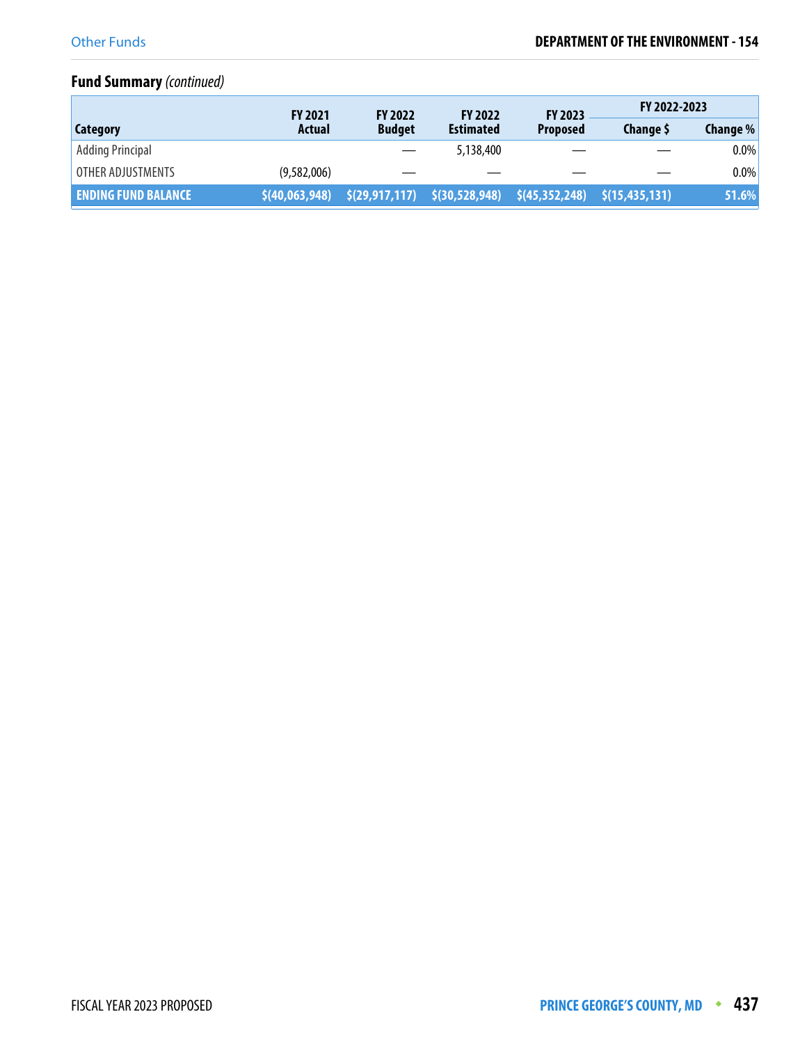## Fund Summary *(continued)*

| Category | FY 2021 Actual | FY 2022 Budget | FY 2022 Estimated | FY 2023 Proposed | FY 2022-2023 | |
|---|---|---|---|---|---|---|
| | | | | | Change $ | Change % |
| Adding Principal | | — | 5,138,400 | — | — | 0.0% |
| OTHER ADJUSTMENTS | (9,582,006) | — | — | — | — | 0.0% |
| **ENDING FUND BALANCE** | **$(40,063,948)** | **$(29,917,117)** | **$(30,528,948)** | **$(45,352,248)** | **$(15,435,131)** | **51.6%** |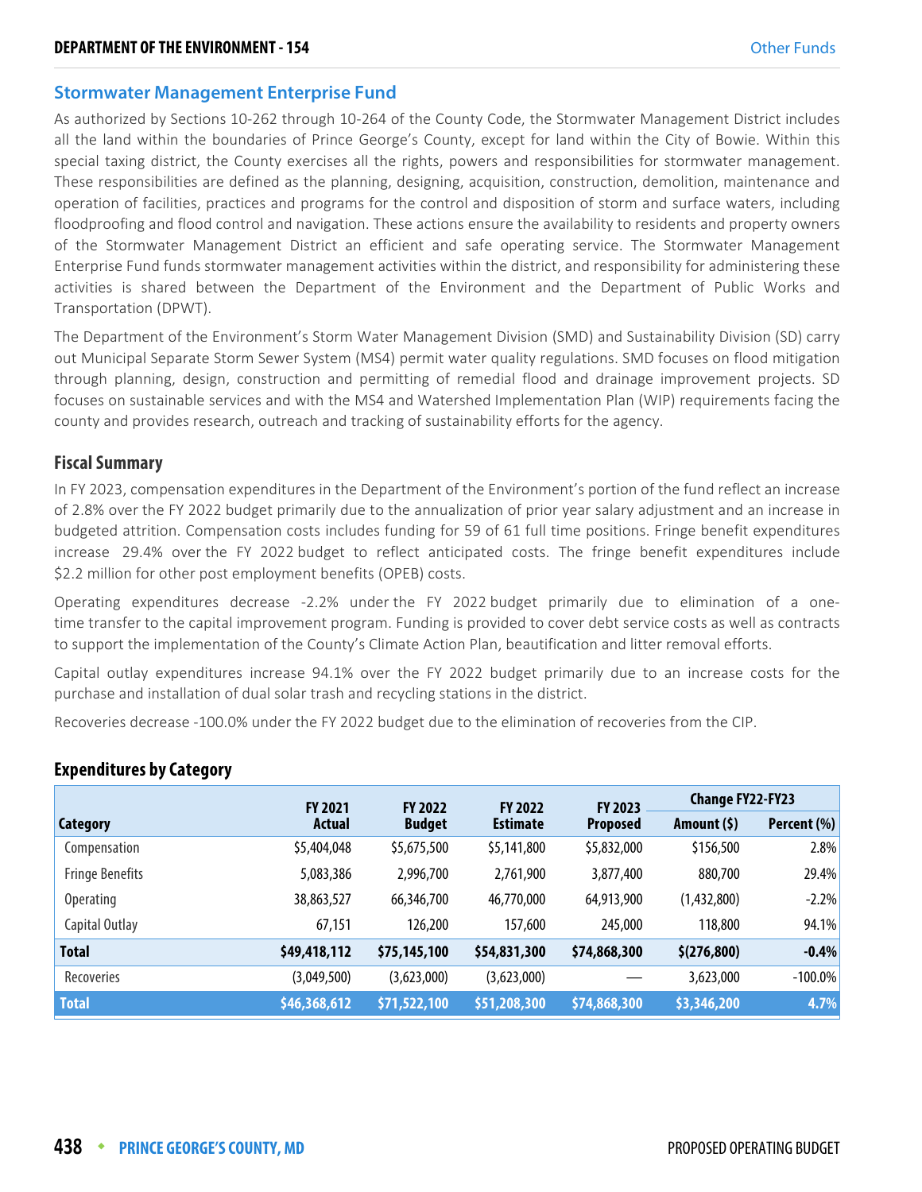## Stormwater Management Enterprise Fund

As authorized by Sections 10-262 through 10-264 of the County Code, the Stormwater Management District includes all the land within the boundaries of Prince George's County, except for land within the City of Bowie. Within this special taxing district, the County exercises all the rights, powers and responsibilities for stormwater management. These responsibilities are defined as the planning, designing, acquisition, construction, demolition, maintenance and operation of facilities, practices and programs for the control and disposition of storm and surface waters, including floodproofing and flood control and navigation. These actions ensure the availability to residents and property owners of the Stormwater Management District an efficient and safe operating service. The Stormwater Management Enterprise Fund funds stormwater management activities within the district, and responsibility for administering these activities is shared between the Department of the Environment and the Department of Public Works and Transportation (DPWT).

The Department of the Environment's Storm Water Management Division (SMD) and Sustainability Division (SD) carry out Municipal Separate Storm Sewer System (MS4) permit water quality regulations. SMD focuses on flood mitigation through planning, design, construction and permitting of remedial flood and drainage improvement projects. SD focuses on sustainable services and with the MS4 and Watershed Implementation Plan (WIP) requirements facing the county and provides research, outreach and tracking of sustainability efforts for the agency.

### Fiscal Summary

In FY 2023, compensation expenditures in the Department of the Environment's portion of the fund reflect an increase of 2.8% over the FY 2022 budget primarily due to the annualization of prior year salary adjustment and an increase in budgeted attrition. Compensation costs includes funding for 59 of 61 full time positions. Fringe benefit expenditures increase 29.4% over the FY 2022 budget to reflect anticipated costs. The fringe benefit expenditures include $2.2 million for other post employment benefits (OPEB) costs.

Operating expenditures decrease -2.2% under the FY 2022 budget primarily due to elimination of a one-time transfer to the capital improvement program. Funding is provided to cover debt service costs as well as contracts to support the implementation of the County's Climate Action Plan, beautification and litter removal efforts.

Capital outlay expenditures increase 94.1% over the FY 2022 budget primarily due to an increase costs for the purchase and installation of dual solar trash and recycling stations in the district.

Recoveries decrease -100.0% under the FY 2022 budget due to the elimination of recoveries from the CIP.

### Expenditures by Category

| Category | FY 2021 Actual | FY 2022 Budget | FY 2022 Estimate | FY 2023 Proposed | Change FY22-FY23 Amount ($) | Change FY22-FY23 Percent (%) |
|---|---|---|---|---|---|---|
| Compensation | $5,404,048 | $5,675,500 | $5,141,800 | $5,832,000 | $156,500 | 2.8% |
| Fringe Benefits | 5,083,386 | 2,996,700 | 2,761,900 | 3,877,400 | 880,700 | 29.4% |
| Operating | 38,863,527 | 66,346,700 | 46,770,000 | 64,913,900 | (1,432,800) | -2.2% |
| Capital Outlay | 67,151 | 126,200 | 157,600 | 245,000 | 118,800 | 94.1% |
| **Total** | **$49,418,112** | **$75,145,100** | **$54,831,300** | **$74,868,300** | **$(276,800)** | **-0.4%** |
| Recoveries | (3,049,500) | (3,623,000) | (3,623,000) | — | 3,623,000 | -100.0% |
| **Total** | **$46,368,612** | **$71,522,100** | **$51,208,300** | **$74,868,300** | **$3,346,200** | **4.7%** |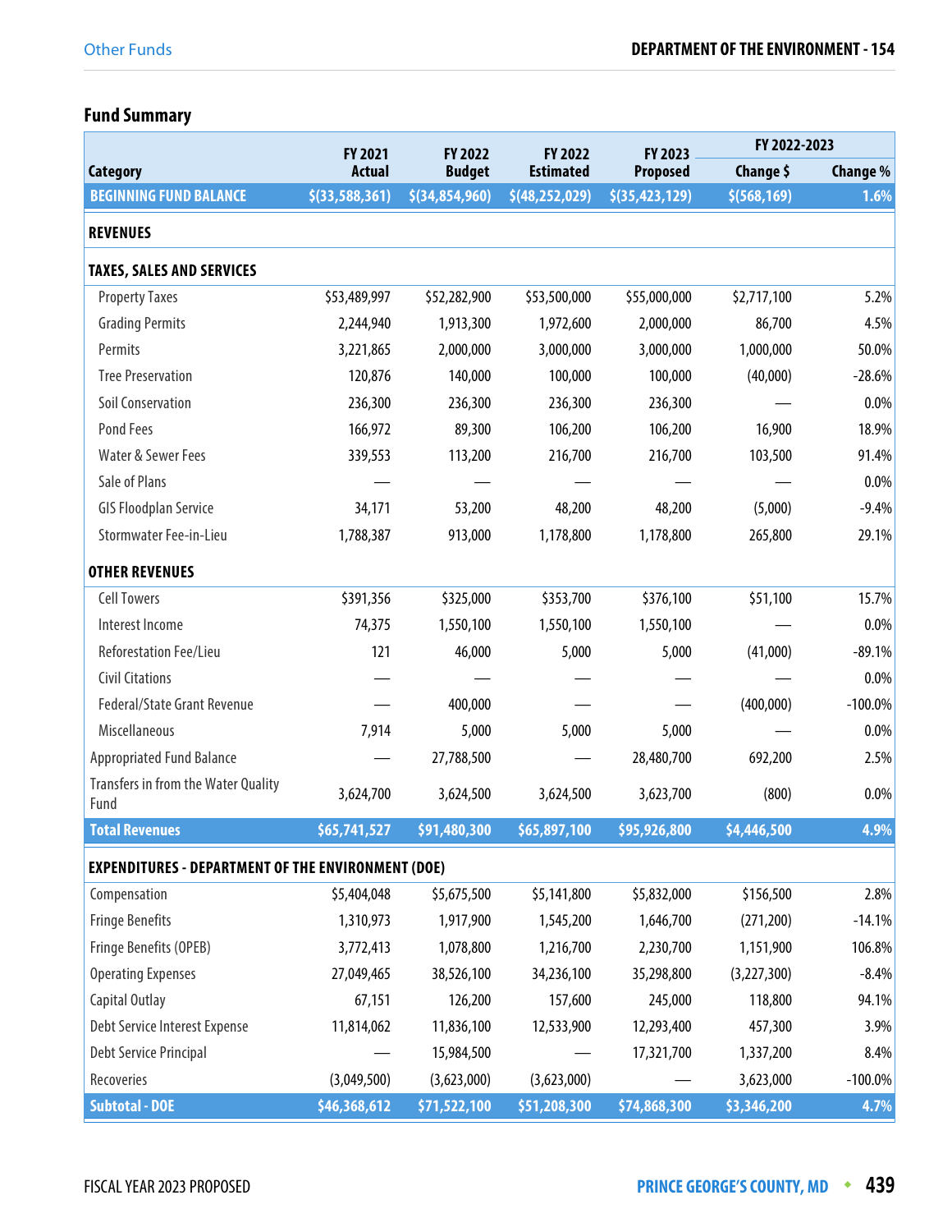## Fund Summary

| Category | FY 2021 Actual | FY 2022 Budget | FY 2022 Estimated | FY 2023 Proposed | FY 2022-2023 Change $ | FY 2022-2023 Change % |
|---|---|---|---|---|---|---|
| **BEGINNING FUND BALANCE** | **$(33,588,361)** | **$(34,854,960)** | **$(48,252,029)** | **$(35,423,129)** | **$(568,169)** | **1.6%** |
| **REVENUES** | | | | | | |
| **TAXES, SALES AND SERVICES** | | | | | | |
| Property Taxes | $53,489,997 | $52,282,900 | $53,500,000 | $55,000,000 | $2,717,100 | 5.2% |
| Grading Permits | 2,244,940 | 1,913,300 | 1,972,600 | 2,000,000 | 86,700 | 4.5% |
| Permits | 3,221,865 | 2,000,000 | 3,000,000 | 3,000,000 | 1,000,000 | 50.0% |
| Tree Preservation | 120,876 | 140,000 | 100,000 | 100,000 | (40,000) | -28.6% |
| Soil Conservation | 236,300 | 236,300 | 236,300 | 236,300 | — | 0.0% |
| Pond Fees | 166,972 | 89,300 | 106,200 | 106,200 | 16,900 | 18.9% |
| Water & Sewer Fees | 339,553 | 113,200 | 216,700 | 216,700 | 103,500 | 91.4% |
| Sale of Plans | — | — | — | — | — | 0.0% |
| GIS Floodplan Service | 34,171 | 53,200 | 48,200 | 48,200 | (5,000) | -9.4% |
| Stormwater Fee-in-Lieu | 1,788,387 | 913,000 | 1,178,800 | 1,178,800 | 265,800 | 29.1% |
| **OTHER REVENUES** | | | | | | |
| Cell Towers | $391,356 | $325,000 | $353,700 | $376,100 | $51,100 | 15.7% |
| Interest Income | 74,375 | 1,550,100 | 1,550,100 | 1,550,100 | — | 0.0% |
| Reforestation Fee/Lieu | 121 | 46,000 | 5,000 | 5,000 | (41,000) | -89.1% |
| Civil Citations | — | — | — | — | — | 0.0% |
| Federal/State Grant Revenue | — | 400,000 | — | — | (400,000) | -100.0% |
| Miscellaneous | 7,914 | 5,000 | 5,000 | 5,000 | — | 0.0% |
| Appropriated Fund Balance | — | 27,788,500 | — | 28,480,700 | 692,200 | 2.5% |
| Transfers in from the Water Quality Fund | 3,624,700 | 3,624,500 | 3,624,500 | 3,623,700 | (800) | 0.0% |
| **Total Revenues** | **$65,741,527** | **$91,480,300** | **$65,897,100** | **$95,926,800** | **$4,446,500** | **4.9%** |
| **EXPENDITURES - DEPARTMENT OF THE ENVIRONMENT (DOE)** | | | | | | |
| Compensation | $5,404,048 | $5,675,500 | $5,141,800 | $5,832,000 | $156,500 | 2.8% |
| Fringe Benefits | 1,310,973 | 1,917,900 | 1,545,200 | 1,646,700 | (271,200) | -14.1% |
| Fringe Benefits (OPEB) | 3,772,413 | 1,078,800 | 1,216,700 | 2,230,700 | 1,151,900 | 106.8% |
| Operating Expenses | 27,049,465 | 38,526,100 | 34,236,100 | 35,298,800 | (3,227,300) | -8.4% |
| Capital Outlay | 67,151 | 126,200 | 157,600 | 245,000 | 118,800 | 94.1% |
| Debt Service Interest Expense | 11,814,062 | 11,836,100 | 12,533,900 | 12,293,400 | 457,300 | 3.9% |
| Debt Service Principal | — | 15,984,500 | — | 17,321,700 | 1,337,200 | 8.4% |
| Recoveries | (3,049,500) | (3,623,000) | (3,623,000) | — | 3,623,000 | -100.0% |
| **Subtotal - DOE** | **$46,368,612** | **$71,522,100** | **$51,208,300** | **$74,868,300** | **$3,346,200** | **4.7%** |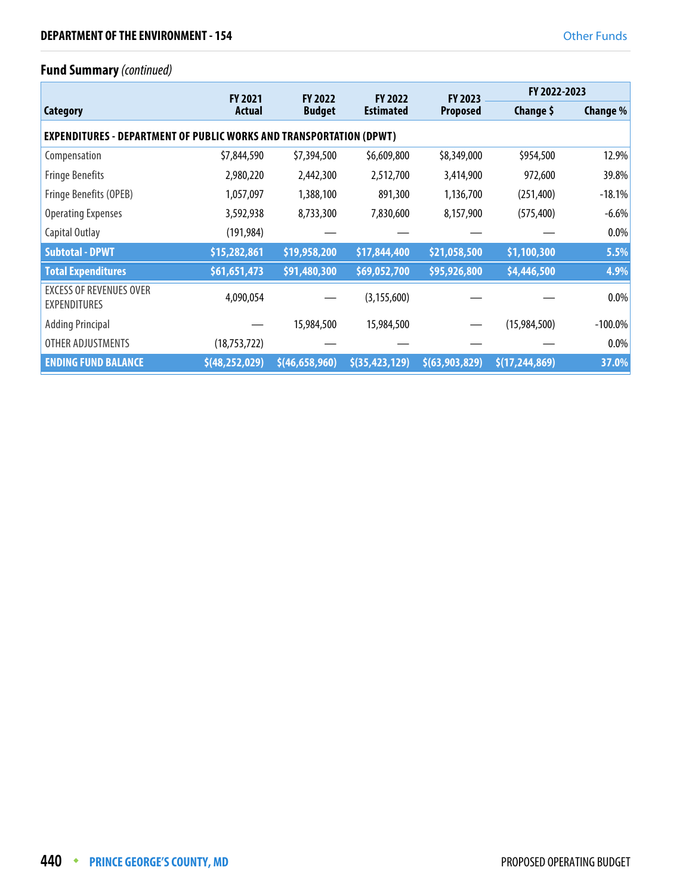## Fund Summary *(continued)*

| Category | FY 2021 Actual | FY 2022 Budget | FY 2022 Estimated | FY 2023 Proposed | FY 2022-2023 Change $ | Change % |
|---|---|---|---|---|---|---|
| **EXPENDITURES - DEPARTMENT OF PUBLIC WORKS AND TRANSPORTATION (DPWT)** | | | | | | |
| Compensation | $7,844,590 | $7,394,500 | $6,609,800 | $8,349,000 | $954,500 | 12.9% |
| Fringe Benefits | 2,980,220 | 2,442,300 | 2,512,700 | 3,414,900 | 972,600 | 39.8% |
| Fringe Benefits (OPEB) | 1,057,097 | 1,388,100 | 891,300 | 1,136,700 | (251,400) | -18.1% |
| Operating Expenses | 3,592,938 | 8,733,300 | 7,830,600 | 8,157,900 | (575,400) | -6.6% |
| Capital Outlay | (191,984) | — | — | — | — | 0.0% |
| **Subtotal - DPWT** | **$15,282,861** | **$19,958,200** | **$17,844,400** | **$21,058,500** | **$1,100,300** | **5.5%** |
| **Total Expenditures** | **$61,651,473** | **$91,480,300** | **$69,052,700** | **$95,926,800** | **$4,446,500** | **4.9%** |
| EXCESS OF REVENUES OVER EXPENDITURES | 4,090,054 | — | (3,155,600) | — | — | 0.0% |
| Adding Principal | — | 15,984,500 | 15,984,500 | — | (15,984,500) | -100.0% |
| OTHER ADJUSTMENTS | (18,753,722) | — | — | — | — | 0.0% |
| **ENDING FUND BALANCE** | **$(48,252,029)** | **$(46,658,960)** | **$(35,423,129)** | **$(63,903,829)** | **$(17,244,869)** | **37.0%** |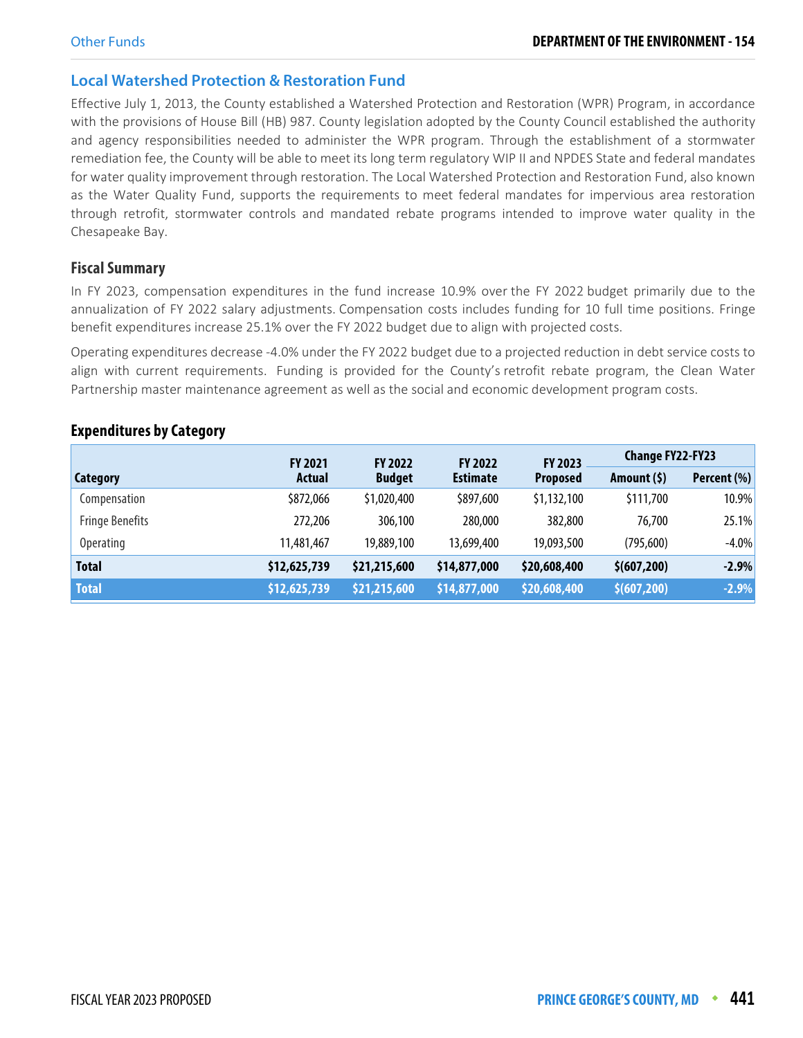## Local Watershed Protection & Restoration Fund

Effective July 1, 2013, the County established a Watershed Protection and Restoration (WPR) Program, in accordance with the provisions of House Bill (HB) 987. County legislation adopted by the County Council established the authority and agency responsibilities needed to administer the WPR program. Through the establishment of a stormwater remediation fee, the County will be able to meet its long term regulatory WIP II and NPDES State and federal mandates for water quality improvement through restoration. The Local Watershed Protection and Restoration Fund, also known as the Water Quality Fund, supports the requirements to meet federal mandates for impervious area restoration through retrofit, stormwater controls and mandated rebate programs intended to improve water quality in the Chesapeake Bay.

### Fiscal Summary

In FY 2023, compensation expenditures in the fund increase 10.9% over the FY 2022 budget primarily due to the annualization of FY 2022 salary adjustments. Compensation costs includes funding for 10 full time positions. Fringe benefit expenditures increase 25.1% over the FY 2022 budget due to align with projected costs.

Operating expenditures decrease -4.0% under the FY 2022 budget due to a projected reduction in debt service costs to align with current requirements. Funding is provided for the County's retrofit rebate program, the Clean Water Partnership master maintenance agreement as well as the social and economic development program costs.

### Expenditures by Category

| Category | FY 2021 Actual | FY 2022 Budget | FY 2022 Estimate | FY 2023 Proposed | Change FY22-FY23 Amount ($) | Change FY22-FY23 Percent (%) |
|---|---|---|---|---|---|---|
| Compensation | $872,066 | $1,020,400 | $897,600 | $1,132,100 | $111,700 | 10.9% |
| Fringe Benefits | 272,206 | 306,100 | 280,000 | 382,800 | 76,700 | 25.1% |
| Operating | 11,481,467 | 19,889,100 | 13,699,400 | 19,093,500 | (795,600) | -4.0% |
| **Total** | **$12,625,739** | **$21,215,600** | **$14,877,000** | **$20,608,400** | **$(607,200)** | **-2.9%** |
| **Total** | **$12,625,739** | **$21,215,600** | **$14,877,000** | **$20,608,400** | **$(607,200)** | **-2.9%** |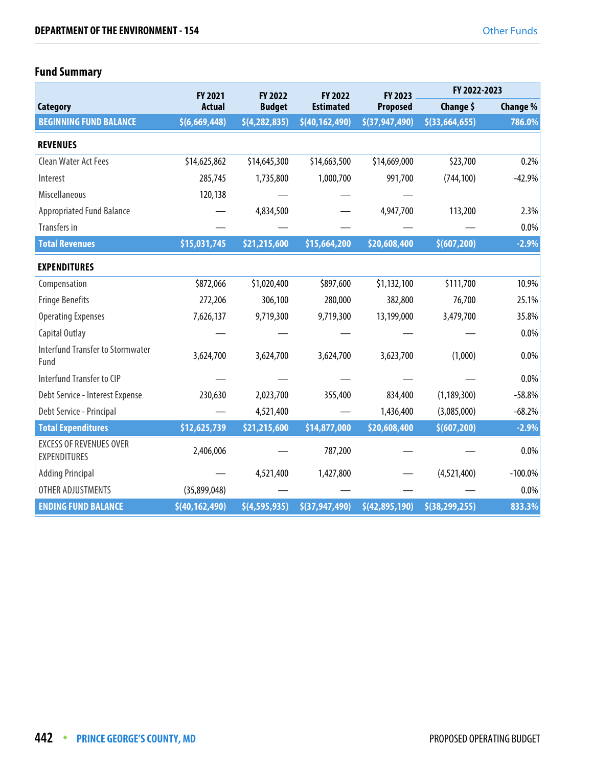## DEPARTMENT OF THE ENVIRONMENT - 154

Other Funds

### Fund Summary

| Category | FY 2021 Actual | FY 2022 Budget | FY 2022 Estimated | FY 2023 Proposed | FY 2022-2023 | |
|---|---|---|---|---|---|---|
| | | | | | Change $ | Change % |
| **BEGINNING FUND BALANCE** | **$(6,669,448)** | **$(4,282,835)** | **$(40,162,490)** | **$(37,947,490)** | **$(33,664,655)** | **786.0%** |
| **REVENUES** | | | | | | |
| Clean Water Act Fees | $14,625,862 | $14,645,300 | $14,663,500 | $14,669,000 | $23,700 | 0.2% |
| Interest | 285,745 | 1,735,800 | 1,000,700 | 991,700 | (744,100) | -42.9% |
| Miscellaneous | 120,138 | — | — | — | | |
| Appropriated Fund Balance | — | 4,834,500 | — | 4,947,700 | 113,200 | 2.3% |
| Transfers in | — | — | — | — | — | 0.0% |
| **Total Revenues** | **$15,031,745** | **$21,215,600** | **$15,664,200** | **$20,608,400** | **$(607,200)** | **-2.9%** |
| **EXPENDITURES** | | | | | | |
| Compensation | $872,066 | $1,020,400 | $897,600 | $1,132,100 | $111,700 | 10.9% |
| Fringe Benefits | 272,206 | 306,100 | 280,000 | 382,800 | 76,700 | 25.1% |
| Operating Expenses | 7,626,137 | 9,719,300 | 9,719,300 | 13,199,000 | 3,479,700 | 35.8% |
| Capital Outlay | — | — | — | — | — | 0.0% |
| Interfund Transfer to Stormwater Fund | 3,624,700 | 3,624,700 | 3,624,700 | 3,623,700 | (1,000) | 0.0% |
| Interfund Transfer to CIP | — | — | — | — | — | 0.0% |
| Debt Service - Interest Expense | 230,630 | 2,023,700 | 355,400 | 834,400 | (1,189,300) | -58.8% |
| Debt Service - Principal | — | 4,521,400 | — | 1,436,400 | (3,085,000) | -68.2% |
| **Total Expenditures** | **$12,625,739** | **$21,215,600** | **$14,877,000** | **$20,608,400** | **$(607,200)** | **-2.9%** |
| EXCESS OF REVENUES OVER EXPENDITURES | 2,406,006 | — | 787,200 | — | — | 0.0% |
| Adding Principal | — | 4,521,400 | 1,427,800 | — | (4,521,400) | -100.0% |
| OTHER ADJUSTMENTS | (35,899,048) | — | — | — | — | 0.0% |
| **ENDING FUND BALANCE** | **$(40,162,490)** | **$(4,595,935)** | **$(37,947,490)** | **$(42,895,190)** | **$(38,299,255)** | **833.3%** |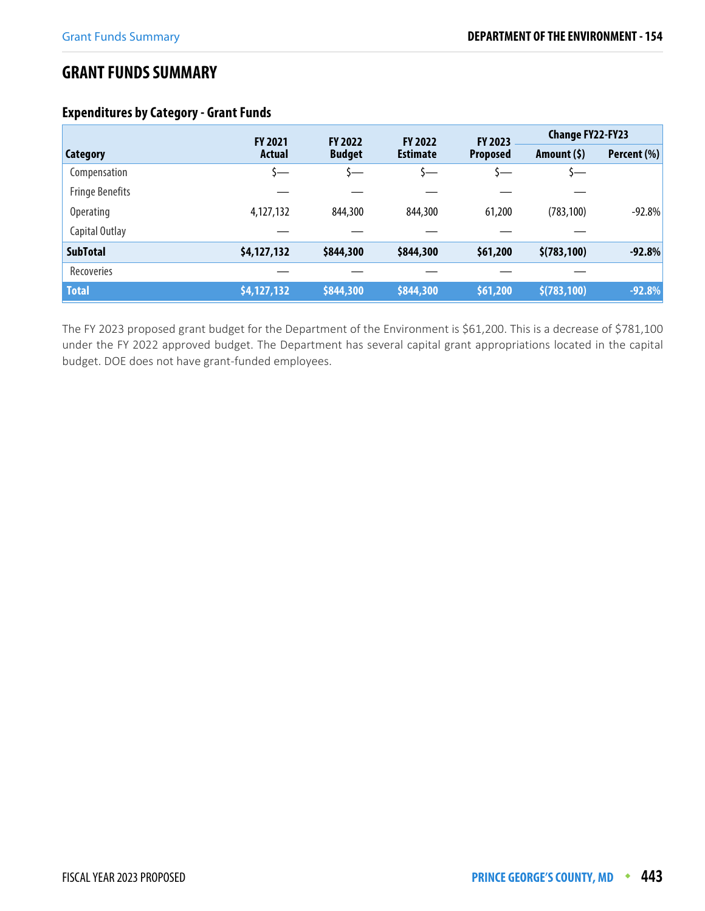## GRANT FUNDS SUMMARY

### Expenditures by Category - Grant Funds

| Category | FY 2021 Actual | FY 2022 Budget | FY 2022 Estimate | FY 2023 Proposed | Change FY22-FY23 | |
|---|---|---|---|---|---|---|
| | | | | | Amount ($) | Percent (%) |
| Compensation | $— | $— | $— | $— | $— | |
| Fringe Benefits | — | — | — | — | — | |
| Operating | 4,127,132 | 844,300 | 844,300 | 61,200 | (783,100) | -92.8% |
| Capital Outlay | — | — | — | — | — | |
| **SubTotal** | **$4,127,132** | **$844,300** | **$844,300** | **$61,200** | **$(783,100)** | **-92.8%** |
| Recoveries | — | — | — | — | — | |
| **Total** | **$4,127,132** | **$844,300** | **$844,300** | **$61,200** | **$(783,100)** | **-92.8%** |

The FY 2023 proposed grant budget for the Department of the Environment is $61,200. This is a decrease of $781,100 under the FY 2022 approved budget. The Department has several capital grant appropriations located in the capital budget. DOE does not have grant-funded employees.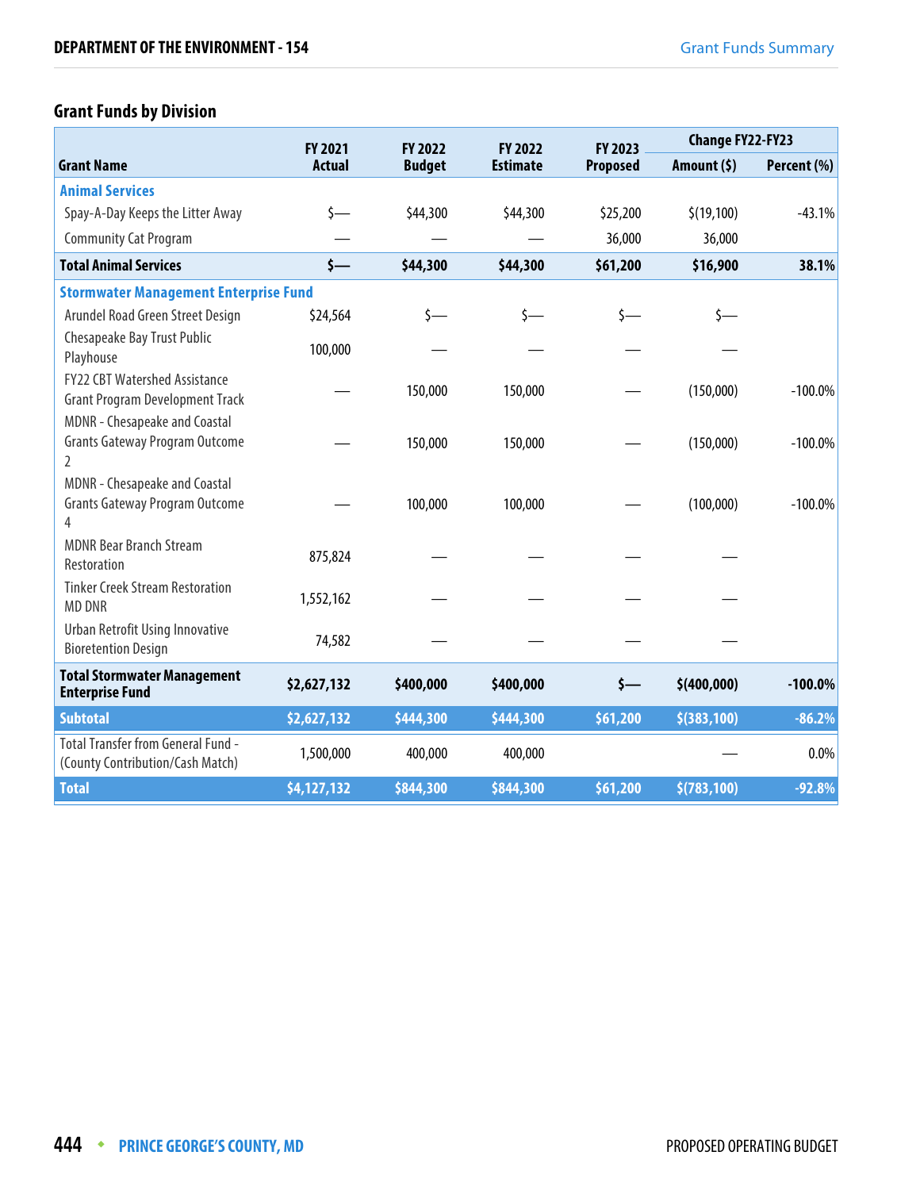## Grant Funds by Division

| Grant Name | FY 2021 Actual | FY 2022 Budget | FY 2022 Estimate | FY 2023 Proposed | Change FY22-FY23 | |
|---|---|---|---|---|---|---|
| | | | | | Amount ($) | Percent (%) |
| **Animal Services** | | | | | | |
| Spay-A-Day Keeps the Litter Away | $— | $44,300 | $44,300 | $25,200 | $(19,100) | -43.1% |
| Community Cat Program | — | — | — | 36,000 | 36,000 | |
| **Total Animal Services** | **$—** | **$44,300** | **$44,300** | **$61,200** | **$16,900** | **38.1%** |
| **Stormwater Management Enterprise Fund** | | | | | | |
| Arundel Road Green Street Design | $24,564 | $— | $— | $— | $— | |
| Chesapeake Bay Trust Public Playhouse | 100,000 | — | — | — | — | |
| FY22 CBT Watershed Assistance Grant Program Development Track | — | 150,000 | 150,000 | — | (150,000) | -100.0% |
| MDNR - Chesapeake and Coastal Grants Gateway Program Outcome 2 | — | 150,000 | 150,000 | — | (150,000) | -100.0% |
| MDNR - Chesapeake and Coastal Grants Gateway Program Outcome 4 | — | 100,000 | 100,000 | — | (100,000) | -100.0% |
| MDNR Bear Branch Stream Restoration | 875,824 | — | — | — | — | |
| Tinker Creek Stream Restoration MD DNR | 1,552,162 | — | — | — | — | |
| Urban Retrofit Using Innovative Bioretention Design | 74,582 | — | — | — | — | |
| **Total Stormwater Management Enterprise Fund** | **$2,627,132** | **$400,000** | **$400,000** | **$—** | **$(400,000)** | **-100.0%** |
| **Subtotal** | **$2,627,132** | **$444,300** | **$444,300** | **$61,200** | **$(383,100)** | **-86.2%** |
| Total Transfer from General Fund - (County Contribution/Cash Match) | 1,500,000 | 400,000 | 400,000 | | — | 0.0% |
| **Total** | **$4,127,132** | **$844,300** | **$844,300** | **$61,200** | **$(783,100)** | **-92.8%** |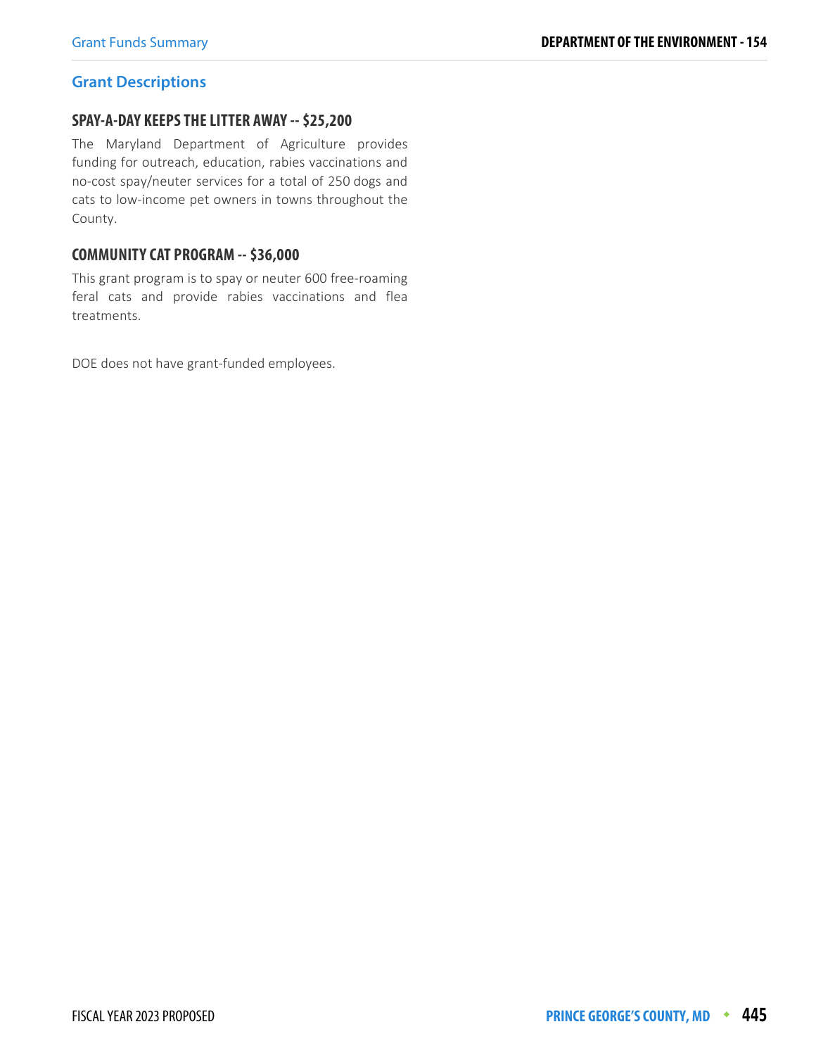## Grant Descriptions

### SPAY-A-DAY KEEPS THE LITTER AWAY -- $25,200

The Maryland Department of Agriculture provides funding for outreach, education, rabies vaccinations and no-cost spay/neuter services for a total of 250 dogs and cats to low-income pet owners in towns throughout the County.

### COMMUNITY CAT PROGRAM -- $36,000

This grant program is to spay or neuter 600 free-roaming feral cats and provide rabies vaccinations and flea treatments.

DOE does not have grant-funded employees.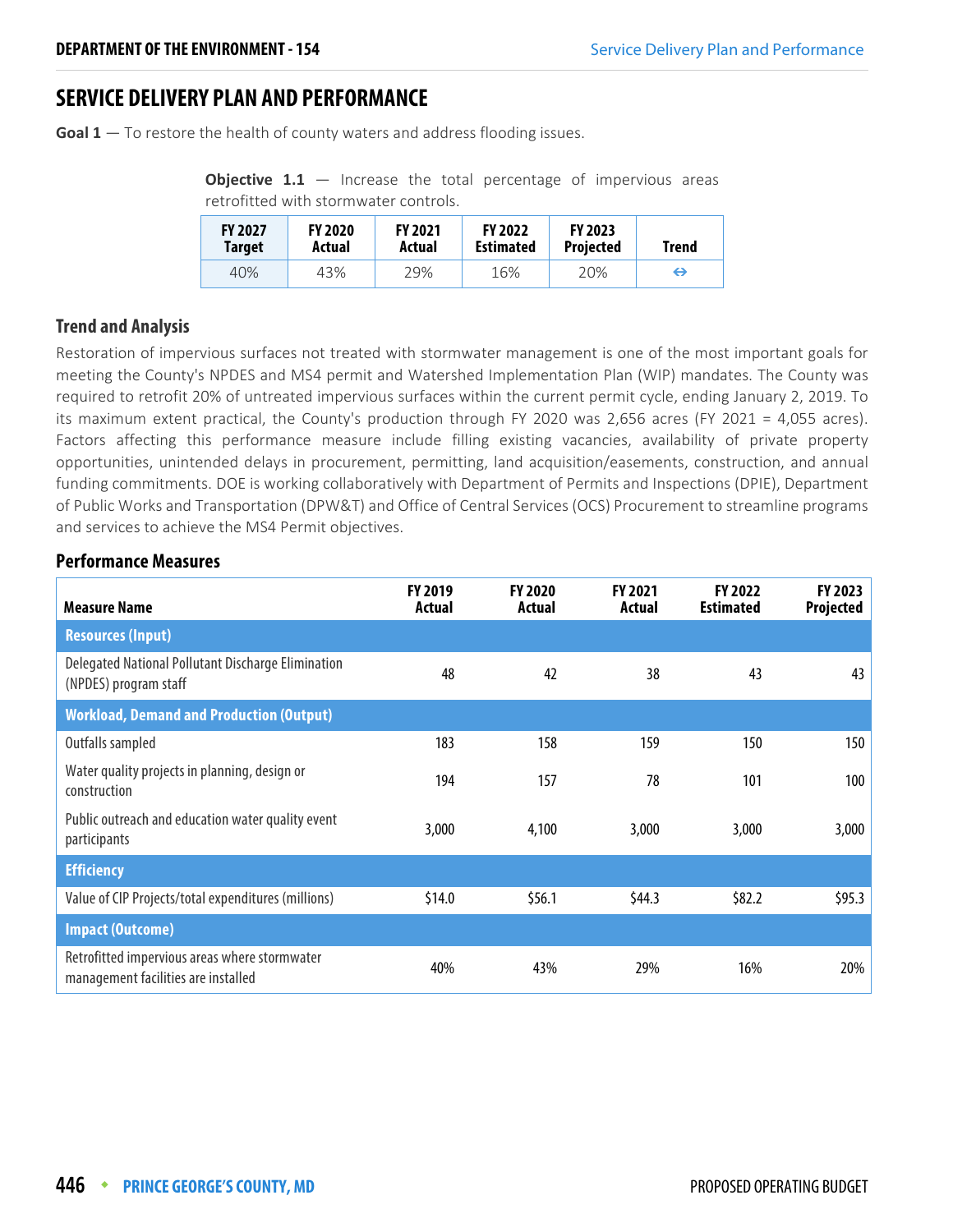# SERVICE DELIVERY PLAN AND PERFORMANCE

**Goal 1** — To restore the health of county waters and address flooding issues.

**Objective 1.1** — Increase the total percentage of impervious areas retrofitted with stormwater controls.

| FY 2027 Target | FY 2020 Actual | FY 2021 Actual | FY 2022 Estimated | FY 2023 Projected | Trend |
|---|---|---|---|---|---|
| 40% | 43% | 29% | 16% | 20% | ⇔ |

### Trend and Analysis

Restoration of impervious surfaces not treated with stormwater management is one of the most important goals for meeting the County's NPDES and MS4 permit and Watershed Implementation Plan (WIP) mandates. The County was required to retrofit 20% of untreated impervious surfaces within the current permit cycle, ending January 2, 2019. To its maximum extent practical, the County's production through FY 2020 was 2,656 acres (FY 2021 = 4,055 acres). Factors affecting this performance measure include filling existing vacancies, availability of private property opportunities, unintended delays in procurement, permitting, land acquisition/easements, construction, and annual funding commitments. DOE is working collaboratively with Department of Permits and Inspections (DPIE), Department of Public Works and Transportation (DPW&T) and Office of Central Services (OCS) Procurement to streamline programs and services to achieve the MS4 Permit objectives.

### Performance Measures

| Measure Name | FY 2019 Actual | FY 2020 Actual | FY 2021 Actual | FY 2022 Estimated | FY 2023 Projected |
|---|---|---|---|---|---|
| **Resources (Input)** | | | | | |
| Delegated National Pollutant Discharge Elimination (NPDES) program staff | 48 | 42 | 38 | 43 | 43 |
| **Workload, Demand and Production (Output)** | | | | | |
| Outfalls sampled | 183 | 158 | 159 | 150 | 150 |
| Water quality projects in planning, design or construction | 194 | 157 | 78 | 101 | 100 |
| Public outreach and education water quality event participants | 3,000 | 4,100 | 3,000 | 3,000 | 3,000 |
| **Efficiency** | | | | | |
| Value of CIP Projects/total expenditures (millions) | $14.0 | $56.1 | $44.3 | $82.2 | $95.3 |
| **Impact (Outcome)** | | | | | |
| Retrofitted impervious areas where stormwater management facilities are installed | 40% | 43% | 29% | 16% | 20% |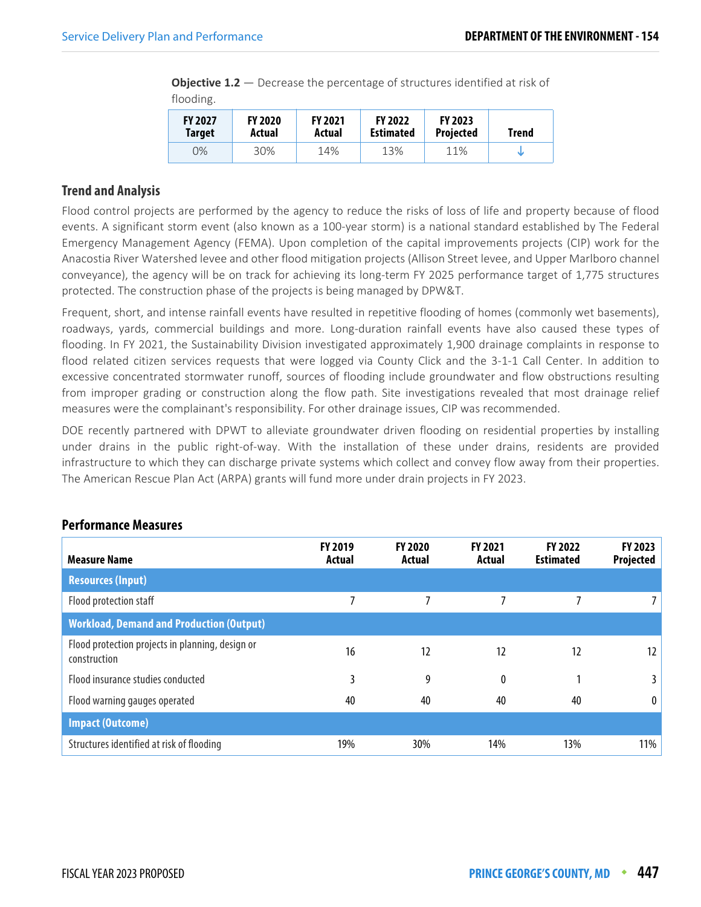**Objective 1.2** — Decrease the percentage of structures identified at risk of flooding.

| FY 2027 Target | FY 2020 Actual | FY 2021 Actual | FY 2022 Estimated | FY 2023 Projected | Trend |
|---|---|---|---|---|---|
| 0% | 30% | 14% | 13% | 11% | ↓ |

## Trend and Analysis

Flood control projects are performed by the agency to reduce the risks of loss of life and property because of flood events. A significant storm event (also known as a 100-year storm) is a national standard established by The Federal Emergency Management Agency (FEMA). Upon completion of the capital improvements projects (CIP) work for the Anacostia River Watershed levee and other flood mitigation projects (Allison Street levee, and Upper Marlboro channel conveyance), the agency will be on track for achieving its long-term FY 2025 performance target of 1,775 structures protected. The construction phase of the projects is being managed by DPW&T.

Frequent, short, and intense rainfall events have resulted in repetitive flooding of homes (commonly wet basements), roadways, yards, commercial buildings and more. Long-duration rainfall events have also caused these types of flooding. In FY 2021, the Sustainability Division investigated approximately 1,900 drainage complaints in response to flood related citizen services requests that were logged via County Click and the 3-1-1 Call Center. In addition to excessive concentrated stormwater runoff, sources of flooding include groundwater and flow obstructions resulting from improper grading or construction along the flow path. Site investigations revealed that most drainage relief measures were the complainant's responsibility. For other drainage issues, CIP was recommended.

DOE recently partnered with DPWT to alleviate groundwater driven flooding on residential properties by installing under drains in the public right-of-way. With the installation of these under drains, residents are provided infrastructure to which they can discharge private systems which collect and convey flow away from their properties. The American Rescue Plan Act (ARPA) grants will fund more under drain projects in FY 2023.

## Performance Measures

| Measure Name | FY 2019 Actual | FY 2020 Actual | FY 2021 Actual | FY 2022 Estimated | FY 2023 Projected |
|---|---|---|---|---|---|
| **Resources (Input)** | | | | | |
| Flood protection staff | 7 | 7 | 7 | 7 | 7 |
| **Workload, Demand and Production (Output)** | | | | | |
| Flood protection projects in planning, design or construction | 16 | 12 | 12 | 12 | 12 |
| Flood insurance studies conducted | 3 | 9 | 0 | 1 | 3 |
| Flood warning gauges operated | 40 | 40 | 40 | 40 | 0 |
| **Impact (Outcome)** | | | | | |
| Structures identified at risk of flooding | 19% | 30% | 14% | 13% | 11% |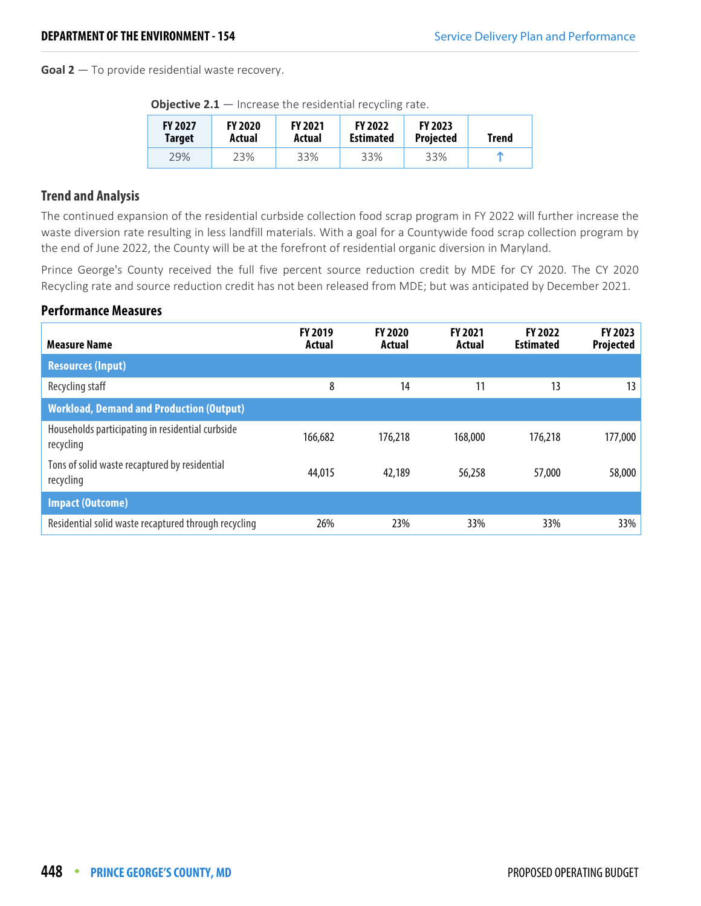**Goal 2** — To provide residential waste recovery.

**Objective 2.1** — Increase the residential recycling rate.

| FY 2027 Target | FY 2020 Actual | FY 2021 Actual | FY 2022 Estimated | FY 2023 Projected | Trend |
|---|---|---|---|---|---|
| 29% | 23% | 33% | 33% | 33% | ↑ |

## Trend and Analysis

The continued expansion of the residential curbside collection food scrap program in FY 2022 will further increase the waste diversion rate resulting in less landfill materials. With a goal for a Countywide food scrap collection program by the end of June 2022, the County will be at the forefront of residential organic diversion in Maryland.

Prince George's County received the full five percent source reduction credit by MDE for CY 2020. The CY 2020 Recycling rate and source reduction credit has not been released from MDE; but was anticipated by December 2021.

## Performance Measures

| Measure Name | FY 2019 Actual | FY 2020 Actual | FY 2021 Actual | FY 2022 Estimated | FY 2023 Projected |
|---|---|---|---|---|---|
| **Resources (Input)** | | | | | |
| Recycling staff | 8 | 14 | 11 | 13 | 13 |
| **Workload, Demand and Production (Output)** | | | | | |
| Households participating in residential curbside recycling | 166,682 | 176,218 | 168,000 | 176,218 | 177,000 |
| Tons of solid waste recaptured by residential recycling | 44,015 | 42,189 | 56,258 | 57,000 | 58,000 |
| **Impact (Outcome)** | | | | | |
| Residential solid waste recaptured through recycling | 26% | 23% | 33% | 33% | 33% |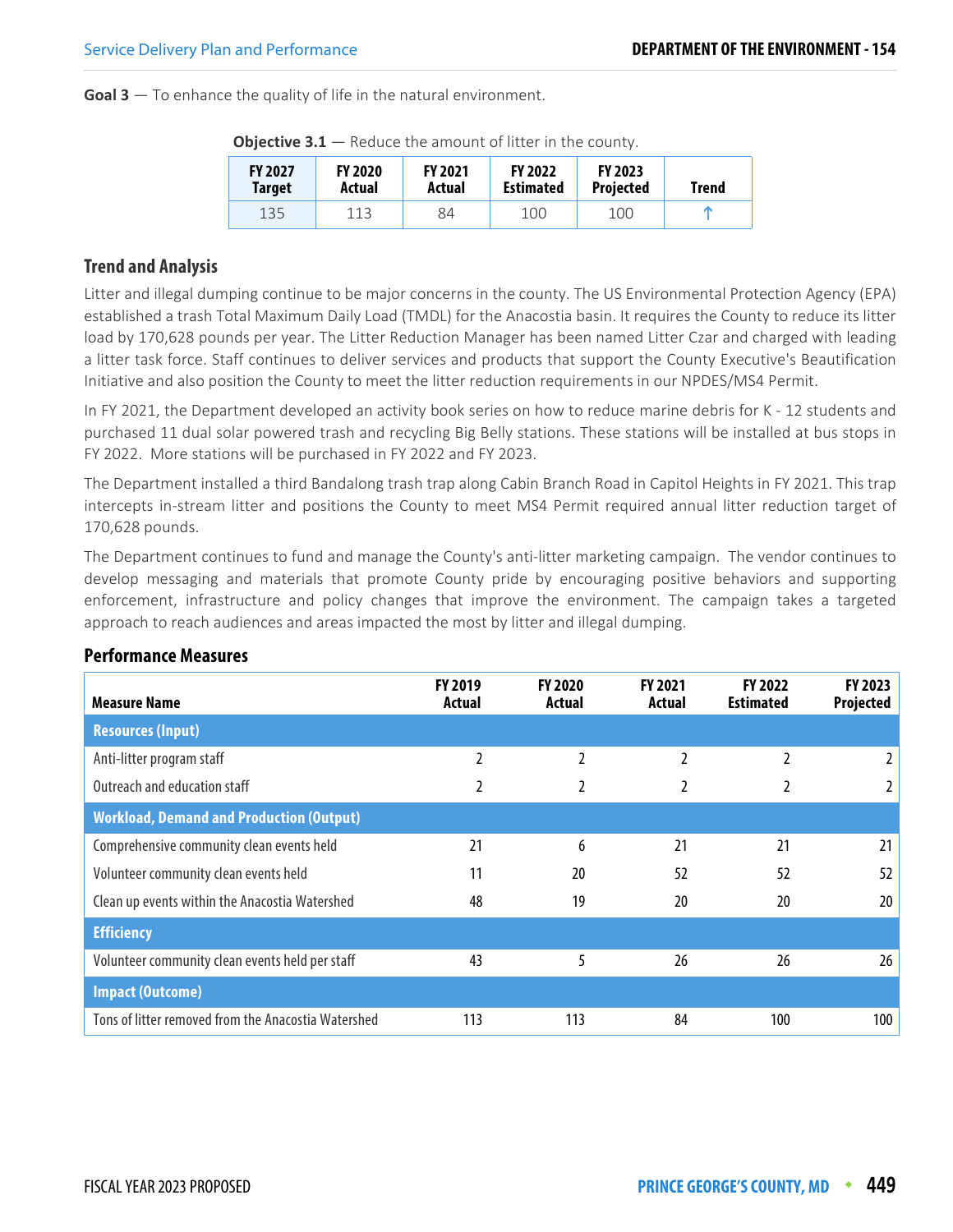**Goal 3** — To enhance the quality of life in the natural environment.

**Objective 3.1** — Reduce the amount of litter in the county.

| FY 2027 Target | FY 2020 Actual | FY 2021 Actual | FY 2022 Estimated | FY 2023 Projected | Trend |
|---|---|---|---|---|---|
| 135 | 113 | 84 | 100 | 100 | ↑ |

## Trend and Analysis

Litter and illegal dumping continue to be major concerns in the county. The US Environmental Protection Agency (EPA) established a trash Total Maximum Daily Load (TMDL) for the Anacostia basin. It requires the County to reduce its litter load by 170,628 pounds per year. The Litter Reduction Manager has been named Litter Czar and charged with leading a litter task force. Staff continues to deliver services and products that support the County Executive's Beautification Initiative and also position the County to meet the litter reduction requirements in our NPDES/MS4 Permit.

In FY 2021, the Department developed an activity book series on how to reduce marine debris for K - 12 students and purchased 11 dual solar powered trash and recycling Big Belly stations. These stations will be installed at bus stops in FY 2022. More stations will be purchased in FY 2022 and FY 2023.

The Department installed a third Bandalong trash trap along Cabin Branch Road in Capitol Heights in FY 2021. This trap intercepts in-stream litter and positions the County to meet MS4 Permit required annual litter reduction target of 170,628 pounds.

The Department continues to fund and manage the County's anti-litter marketing campaign. The vendor continues to develop messaging and materials that promote County pride by encouraging positive behaviors and supporting enforcement, infrastructure and policy changes that improve the environment. The campaign takes a targeted approach to reach audiences and areas impacted the most by litter and illegal dumping.

## Performance Measures

| Measure Name | FY 2019 Actual | FY 2020 Actual | FY 2021 Actual | FY 2022 Estimated | FY 2023 Projected |
|---|---|---|---|---|---|
| **Resources (Input)** | | | | | |
| Anti-litter program staff | 2 | 2 | 2 | 2 | 2 |
| Outreach and education staff | 2 | 2 | 2 | 2 | 2 |
| **Workload, Demand and Production (Output)** | | | | | |
| Comprehensive community clean events held | 21 | 6 | 21 | 21 | 21 |
| Volunteer community clean events held | 11 | 20 | 52 | 52 | 52 |
| Clean up events within the Anacostia Watershed | 48 | 19 | 20 | 20 | 20 |
| **Efficiency** | | | | | |
| Volunteer community clean events held per staff | 43 | 5 | 26 | 26 | 26 |
| **Impact (Outcome)** | | | | | |
| Tons of litter removed from the Anacostia Watershed | 113 | 113 | 84 | 100 | 100 |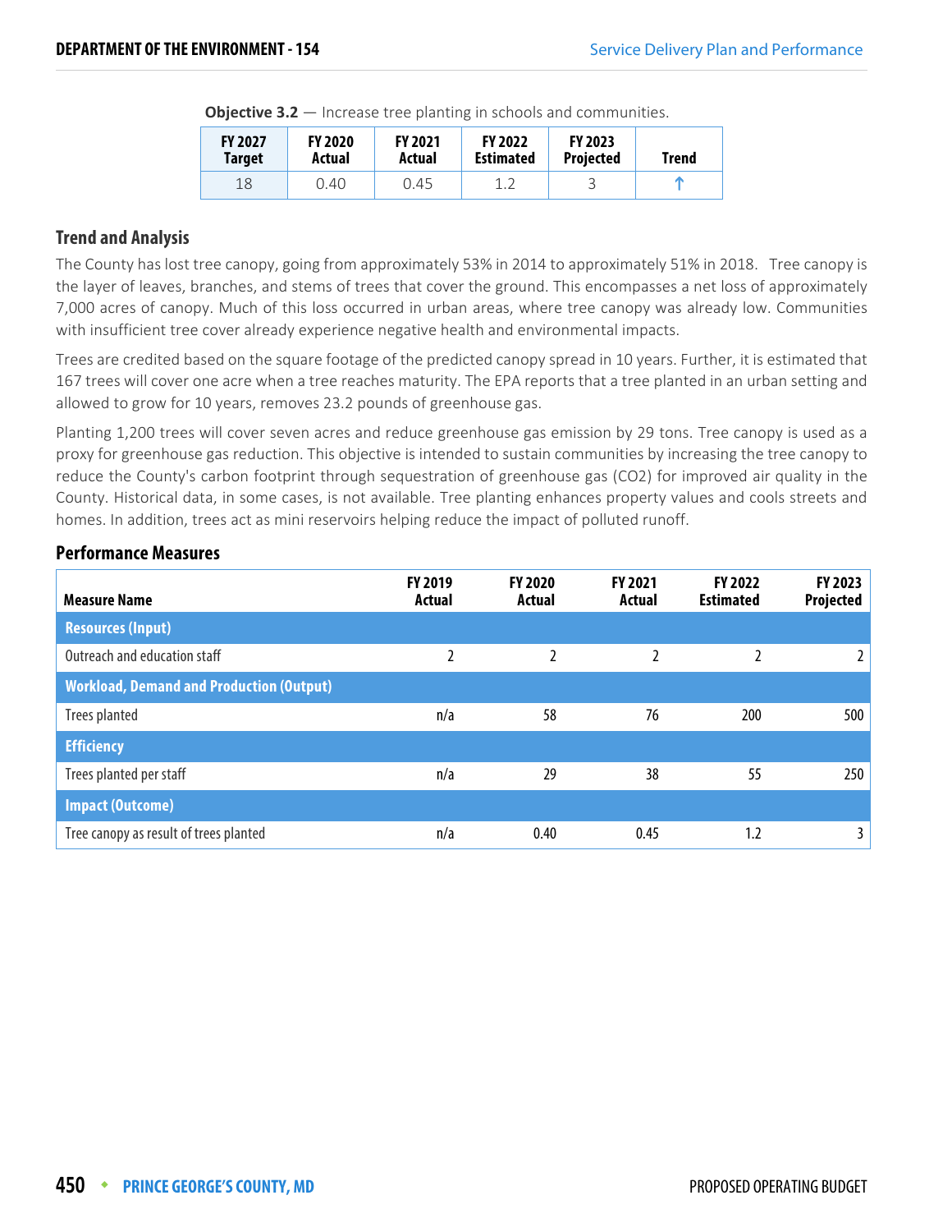**Objective 3.2** — Increase tree planting in schools and communities.

| FY 2027 Target | FY 2020 Actual | FY 2021 Actual | FY 2022 Estimated | FY 2023 Projected | Trend |
|---|---|---|---|---|---|
| 18 | 0.40 | 0.45 | 1.2 | 3 | ↑ |

## Trend and Analysis

The County has lost tree canopy, going from approximately 53% in 2014 to approximately 51% in 2018. Tree canopy is the layer of leaves, branches, and stems of trees that cover the ground. This encompasses a net loss of approximately 7,000 acres of canopy. Much of this loss occurred in urban areas, where tree canopy was already low. Communities with insufficient tree cover already experience negative health and environmental impacts.

Trees are credited based on the square footage of the predicted canopy spread in 10 years. Further, it is estimated that 167 trees will cover one acre when a tree reaches maturity. The EPA reports that a tree planted in an urban setting and allowed to grow for 10 years, removes 23.2 pounds of greenhouse gas.

Planting 1,200 trees will cover seven acres and reduce greenhouse gas emission by 29 tons. Tree canopy is used as a proxy for greenhouse gas reduction. This objective is intended to sustain communities by increasing the tree canopy to reduce the County's carbon footprint through sequestration of greenhouse gas ($CO_2$) for improved air quality in the County. Historical data, in some cases, is not available. Tree planting enhances property values and cools streets and homes. In addition, trees act as mini reservoirs helping reduce the impact of polluted runoff.

## Performance Measures

| Measure Name | FY 2019 Actual | FY 2020 Actual | FY 2021 Actual | FY 2022 Estimated | FY 2023 Projected |
|---|---|---|---|---|---|
| **Resources (Input)** | | | | | |
| Outreach and education staff | 2 | 2 | 2 | 2 | 2 |
| **Workload, Demand and Production (Output)** | | | | | |
| Trees planted | n/a | 58 | 76 | 200 | 500 |
| **Efficiency** | | | | | |
| Trees planted per staff | n/a | 29 | 38 | 55 | 250 |
| **Impact (Outcome)** | | | | | |
| Tree canopy as result of trees planted | n/a | 0.40 | 0.45 | 1.2 | 3 |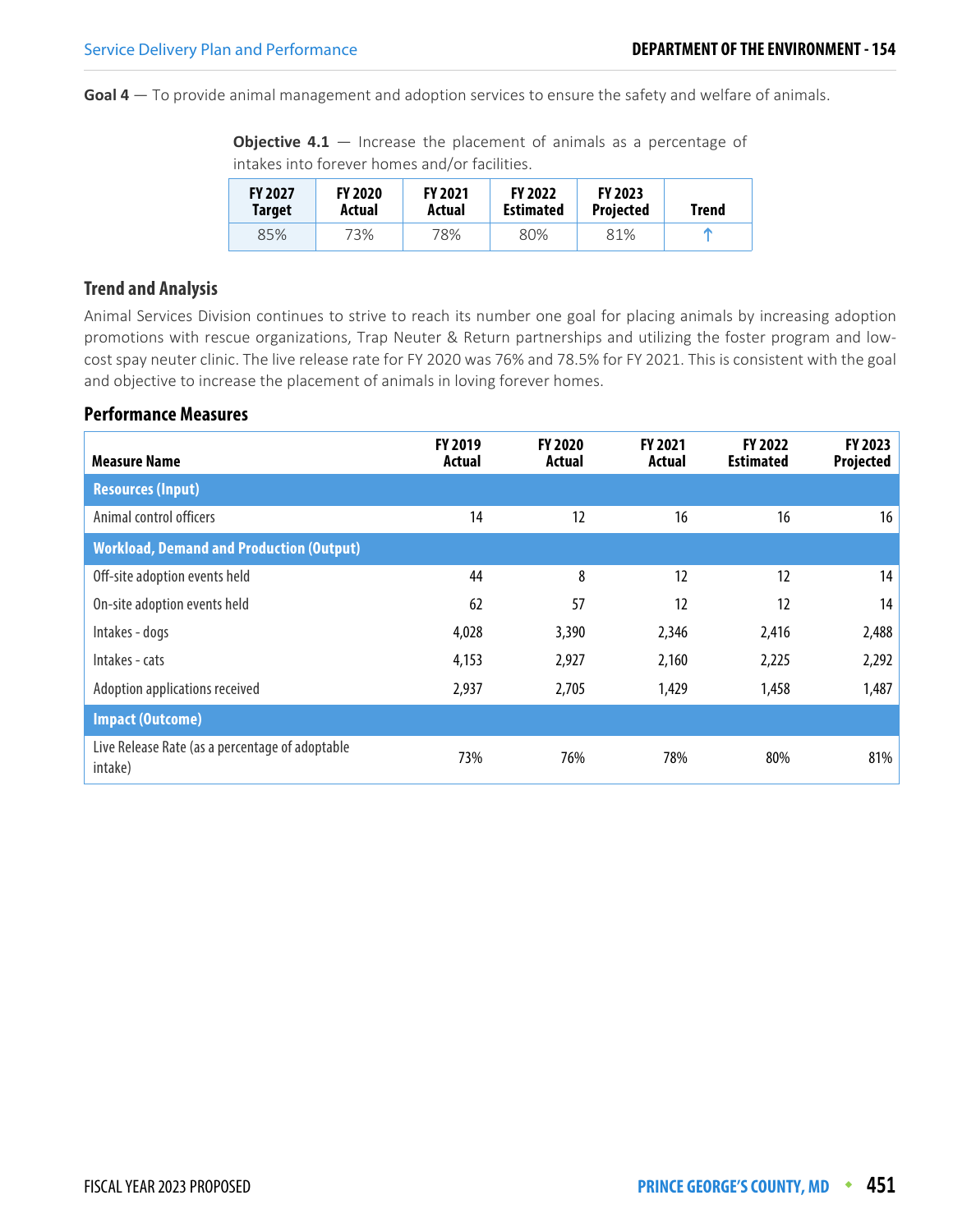**Goal 4** — To provide animal management and adoption services to ensure the safety and welfare of animals.

**Objective 4.1** — Increase the placement of animals as a percentage of intakes into forever homes and/or facilities.

| FY 2027 Target | FY 2020 Actual | FY 2021 Actual | FY 2022 Estimated | FY 2023 Projected | Trend |
|---|---|---|---|---|---|
| 85% | 73% | 78% | 80% | 81% | ↑ |

## Trend and Analysis

Animal Services Division continues to strive to reach its number one goal for placing animals by increasing adoption promotions with rescue organizations, Trap Neuter & Return partnerships and utilizing the foster program and low-cost spay neuter clinic. The live release rate for FY 2020 was 76% and 78.5% for FY 2021. This is consistent with the goal and objective to increase the placement of animals in loving forever homes.

## Performance Measures

| Measure Name | FY 2019 Actual | FY 2020 Actual | FY 2021 Actual | FY 2022 Estimated | FY 2023 Projected |
|---|---|---|---|---|---|
| **Resources (Input)** | | | | | |
| Animal control officers | 14 | 12 | 16 | 16 | 16 |
| **Workload, Demand and Production (Output)** | | | | | |
| Off-site adoption events held | 44 | 8 | 12 | 12 | 14 |
| On-site adoption events held | 62 | 57 | 12 | 12 | 14 |
| Intakes - dogs | 4,028 | 3,390 | 2,346 | 2,416 | 2,488 |
| Intakes - cats | 4,153 | 2,927 | 2,160 | 2,225 | 2,292 |
| Adoption applications received | 2,937 | 2,705 | 1,429 | 1,458 | 1,487 |
| **Impact (Outcome)** | | | | | |
| Live Release Rate (as a percentage of adoptable intake) | 73% | 76% | 78% | 80% | 81% |